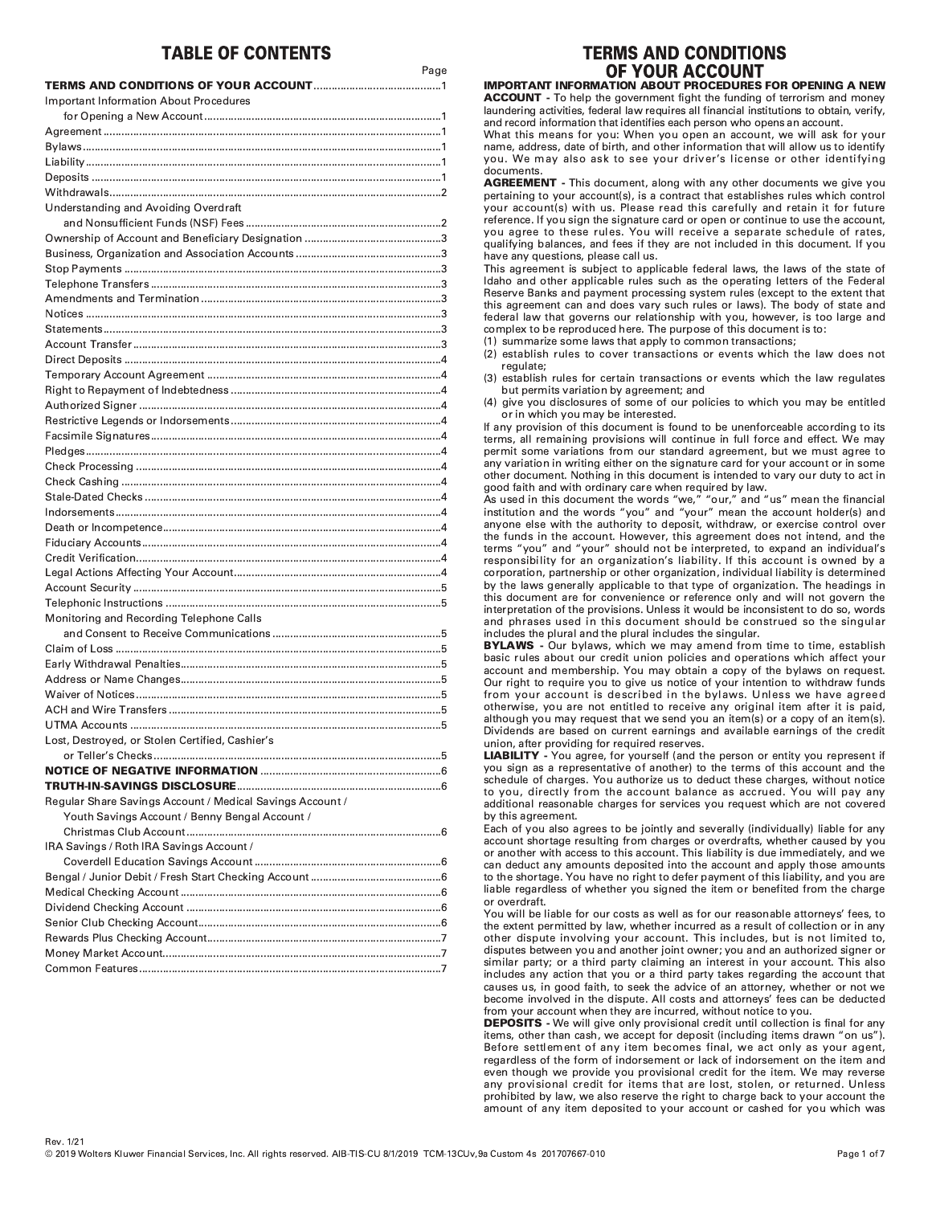# TABLE OF CONTENTS

| | Page |
|---|---|
| **TERMS AND CONDITIONS OF YOUR ACCOUNT** | 1 |
| Important Information About Procedures for Opening a New Account | 1 |
| Agreement | 1 |
| Bylaws | 1 |
| Liability | 1 |
| Deposits | 1 |
| Withdrawals | 2 |
| Understanding and Avoiding Overdraft and Nonsufficient Funds (NSF) Fees | 2 |
| Ownership of Account and Beneficiary Designation | 3 |
| Business, Organization and Association Accounts | 3 |
| Stop Payments | 3 |
| Telephone Transfers | 3 |
| Amendments and Termination | 3 |
| Notices | 3 |
| Statements | 3 |
| Account Transfer | 3 |
| Direct Deposits | 4 |
| Temporary Account Agreement | 4 |
| Right to Repayment of Indebtedness | 4 |
| Authorized Signer | 4 |
| Restrictive Legends or Indorsements | 4 |
| Facsimile Signatures | 4 |
| Pledges | 4 |
| Check Processing | 4 |
| Check Cashing | 4 |
| Stale-Dated Checks | 4 |
| Indorsements | 4 |
| Death or Incompetence | 4 |
| Fiduciary Accounts | 4 |
| Credit Verification | 4 |
| Legal Actions Affecting Your Account | 4 |
| Account Security | 5 |
| Telephonic Instructions | 5 |
| Monitoring and Recording Telephone Calls and Consent to Receive Communications | 5 |
| Claim of Loss | 5 |
| Early Withdrawal Penalties | 5 |
| Address or Name Changes | 5 |
| Waiver of Notices | 5 |
| ACH and Wire Transfers | 5 |
| UTMA Accounts | 5 |
| Lost, Destroyed, or Stolen Certified, Cashier's or Teller's Checks | 5 |
| **NOTICE OF NEGATIVE INFORMATION** | 6 |
| **TRUTH-IN-SAVINGS DISCLOSURE** | 6 |
| Regular Share Savings Account / Medical Savings Account / Youth Savings Account / Benny Bengal Account / Christmas Club Account | 6 |
| IRA Savings / Roth IRA Savings Account / Coverdell Education Savings Account | 6 |
| Bengal / Junior Debit / Fresh Start Checking Account | 6 |
| Medical Checking Account | 6 |
| Dividend Checking Account | 6 |
| Senior Club Checking Account | 6 |
| Rewards Plus Checking Account | 7 |
| Money Market Account | 7 |
| Common Features | 7 |

# TERMS AND CONDITIONS OF YOUR ACCOUNT

**IMPORTANT INFORMATION ABOUT PROCEDURES FOR OPENING A NEW ACCOUNT -** To help the government fight the funding of terrorism and money laundering activities, federal law requires all financial institutions to obtain, verify, and record information that identifies each person who opens an account.

What this means for you: When you open an account, we will ask for your name, address, date of birth, and other information that will allow us to identify you. We may also ask to see your driver's license or other identifying documents.

**AGREEMENT -** This document, along with any other documents we give you pertaining to your account(s), is a contract that establishes rules which control your account(s) with us. Please read this carefully and retain it for future reference. If you sign the signature card or open or continue to use the account, you agree to these rules. You will receive a separate schedule of rates, qualifying balances, and fees if they are not included in this document. If you have any questions, please call us.

This agreement is subject to applicable federal laws, the laws of the state of Idaho and other applicable rules such as the operating letters of the Federal Reserve Banks and payment processing system rules (except to the extent that this agreement can and does vary such rules or laws). The body of state and federal law that governs our relationship with you, however, is too large and complex to be reproduced here. The purpose of this document is to:

(1) summarize some laws that apply to common transactions;
(2) establish rules to cover transactions or events which the law does not regulate;
(3) establish rules for certain transactions or events which the law regulates but permits variation by agreement; and
(4) give you disclosures of some of our policies to which you may be entitled or in which you may be interested.

If any provision of this document is found to be unenforceable according to its terms, all remaining provisions will continue in full force and effect. We may permit some variations from our standard agreement, but we must agree to any variation in writing either on the signature card for your account or in some other document. Nothing in this document is intended to vary our duty to act in good faith and with ordinary care when required by law.

As used in this document the words "we," "our," and "us" mean the financial institution and the words "you" and "your" mean the account holder(s) and anyone else with the authority to deposit, withdraw, or exercise control over the funds in the account. However, this agreement does not intend, and the terms "you" and "your" should not be interpreted, to expand an individual's responsibility for an organization's liability. If this account is owned by a corporation, partnership or other organization, individual liability is determined by the laws generally applicable to that type of organization. The headings in this document are for convenience or reference only and will not govern the interpretation of the provisions. Unless it would be inconsistent to do so, words and phrases used in this document should be construed so the singular includes the plural and the plural includes the singular.

**BYLAWS -** Our bylaws, which we may amend from time to time, establish basic rules about our credit union policies and operations which affect your account and membership. You may obtain a copy of the bylaws on request. Our right to require you to give us notice of your intention to withdraw funds from your account is described in the bylaws. Unless we have agreed otherwise, you are not entitled to receive any original item after it is paid, although you may request that we send you an item(s) or a copy of an item(s). Dividends are based on current earnings and available earnings of the credit union, after providing for required reserves.

**LIABILITY -** You agree, for yourself (and the person or entity you represent if you sign as a representative of another) to the terms of this account and the schedule of charges. You authorize us to deduct these charges, without notice to you, directly from the account balance as accrued. You will pay any additional reasonable charges for services you request which are not covered by this agreement.

Each of you also agrees to be jointly and severally (individually) liable for any account shortage resulting from charges or overdrafts, whether caused by you or another with access to this account. This liability is due immediately, and we can deduct any amounts deposited into the account and apply those amounts to the shortage. You have no right to defer payment of this liability, and you are liable regardless of whether you signed the item or benefited from the charge or overdraft.

You will be liable for our costs as well as for our reasonable attorneys' fees, to the extent permitted by law, whether incurred as a result of collection or in any other dispute involving your account. This includes, but is not limited to, disputes between you and another joint owner; you and an authorized signer or similar party; or a third party claiming an interest in your account. This also includes any action that you or a third party takes regarding the account that causes us, in good faith, to seek the advice of an attorney, whether or not we become involved in the dispute. All costs and attorneys' fees can be deducted from your account when they are incurred, without notice to you.

**DEPOSITS -** We will give only provisional credit until collection is final for any items, other than cash, we accept for deposit (including items drawn "on us"). Before settlement of any item becomes final, we act only as your agent, regardless of the form of indorsement or lack of indorsement on the item and even though we provide you provisional credit for the item. We may reverse any provisional credit for items that are lost, stolen, or returned. Unless prohibited by law, we also reserve the right to charge back to your account the amount of any item deposited to your account or cashed for you which was

Rev. 1/21

© 2019 Wolters Kluwer Financial Services, Inc. All rights reserved. AIB-TIS-CU 8/1/2019 TCM-13CUv,9a Custom 4s 201707667-010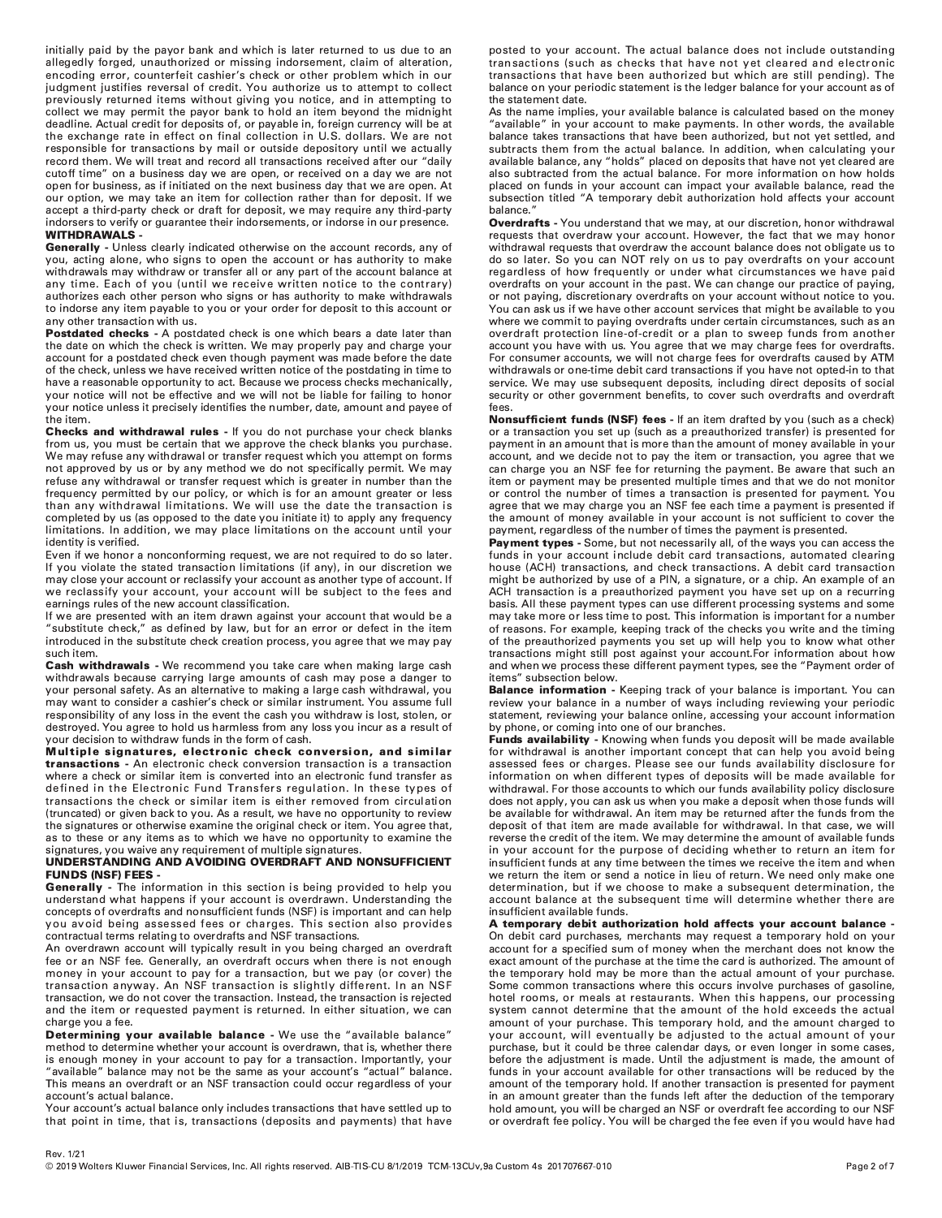initially paid by the payor bank and which is later returned to us due to an allegedly forged, unauthorized or missing indorsement, claim of alteration, encoding error, counterfeit cashier's check or other problem which in our judgment justifies reversal of credit. You authorize us to attempt to collect previously returned items without giving you notice, and in attempting to collect we may permit the payor bank to hold an item beyond the midnight deadline. Actual credit for deposits of, or payable in, foreign currency will be at the exchange rate in effect on final collection in U.S. dollars. We are not responsible for transactions by mail or outside depository until we actually record them. We will treat and record all transactions received after our "daily cutoff time" on a business day we are open, or received on a day we are not open for business, as if initiated on the next business day that we are open. At our option, we may take an item for collection rather than for deposit. If we accept a third-party check or draft for deposit, we may require any third-party indorsers to verify or guarantee their indorsements, or indorse in our presence.

**WITHDRAWALS -**

**Generally -** Unless clearly indicated otherwise on the account records, any of you, acting alone, who signs to open the account or has authority to make withdrawals may withdraw or transfer all or any part of the account balance at any time. Each of you (until we receive written notice to the contrary) authorizes each other person who signs or has authority to make withdrawals to indorse any item payable to you or your order for deposit to this account or any other transaction with us.

**Postdated checks -** A postdated check is one which bears a date later than the date on which the check is written. We may properly pay and charge your account for a postdated check even though payment was made before the date of the check, unless we have received written notice of the postdating in time to have a reasonable opportunity to act. Because we process checks mechanically, your notice will not be effective and we will not be liable for failing to honor your notice unless it precisely identifies the number, date, amount and payee of the item.

**Checks and withdrawal rules -** If you do not purchase your check blanks from us, you must be certain that we approve the check blanks you purchase. We may refuse any withdrawal or transfer request which you attempt on forms not approved by us or by any method we do not specifically permit. We may refuse any withdrawal or transfer request which is greater in number than the frequency permitted by our policy, or which is for an amount greater or less than any withdrawal limitations. We will use the date the transaction is completed by us (as opposed to the date you initiate it) to apply any frequency limitations. In addition, we may place limitations on the account until your identity is verified.

Even if we honor a nonconforming request, we are not required to do so later. If you violate the stated transaction limitations (if any), in our discretion we may close your account or reclassify your account as another type of account. If we reclassify your account, your account will be subject to the fees and earnings rules of the new account classification.

If we are presented with an item drawn against your account that would be a "substitute check," as defined by law, but for an error or defect in the item introduced in the substitute check creation process, you agree that we may pay such item.

**Cash withdrawals -** We recommend you take care when making large cash withdrawals because carrying large amounts of cash may pose a danger to your personal safety. As an alternative to making a large cash withdrawal, you may want to consider a cashier's check or similar instrument. You assume full responsibility of any loss in the event the cash you withdraw is lost, stolen, or destroyed. You agree to hold us harmless from any loss you incur as a result of your decision to withdraw funds in the form of cash.

**Multiple signatures, electronic check conversion, and similar transactions -** An electronic check conversion transaction is a transaction where a check or similar item is converted into an electronic fund transfer as defined in the Electronic Fund Transfers regulation. In these types of transactions the check or similar item is either removed from circulation (truncated) or given back to you. As a result, we have no opportunity to review the signatures or otherwise examine the original check or item. You agree that, as to these or any items as to which we have no opportunity to examine the signatures, you waive any requirement of multiple signatures.

**UNDERSTANDING AND AVOIDING OVERDRAFT AND NONSUFFICIENT FUNDS (NSF) FEES -**

**Generally -** The information in this section is being provided to help you understand what happens if your account is overdrawn. Understanding the concepts of overdrafts and nonsufficient funds (NSF) is important and can help you avoid being assessed fees or charges. This section also provides contractual terms relating to overdrafts and NSF transactions.

An overdrawn account will typically result in you being charged an overdraft fee or an NSF fee. Generally, an overdraft occurs when there is not enough money in your account to pay for a transaction, but we pay (or cover) the transaction anyway. An NSF transaction is slightly different. In an NSF transaction, we do not cover the transaction. Instead, the transaction is rejected and the item or requested payment is returned. In either situation, we can charge you a fee.

**Determining your available balance -** We use the "available balance" method to determine whether your account is overdrawn, that is, whether there is enough money in your account to pay for a transaction. Importantly, your "available" balance may not be the same as your account's "actual" balance. This means an overdraft or an NSF transaction could occur regardless of your account's actual balance.

Your account's actual balance only includes transactions that have settled up to that point in time, that is, transactions (deposits and payments) that have posted to your account. The actual balance does not include outstanding transactions (such as checks that have not yet cleared and electronic transactions that have been authorized but which are still pending). The balance on your periodic statement is the ledger balance for your account as of the statement date.

As the name implies, your available balance is calculated based on the money "available" in your account to make payments. In other words, the available balance takes transactions that have been authorized, but not yet settled, and subtracts them from the actual balance. In addition, when calculating your available balance, any "holds" placed on deposits that have not yet cleared are also subtracted from the actual balance. For more information on how holds placed on funds in your account can impact your available balance, read the subsection titled "A temporary debit authorization hold affects your account balance."

**Overdrafts -** You understand that we may, at our discretion, honor withdrawal requests that overdraw your account. However, the fact that we may honor withdrawal requests that overdraw the account balance does not obligate us to do so later. So you can NOT rely on us to pay overdrafts on your account regardless of how frequently or under what circumstances we have paid overdrafts on your account in the past. We can change our practice of paying, or not paying, discretionary overdrafts on your account without notice to you. You can ask us if we have other account services that might be available to you where we commit to paying overdrafts under certain circumstances, such as an overdraft protection line-of-credit or a plan to sweep funds from another account you have with us. You agree that we may charge fees for overdrafts. For consumer accounts, we will not charge fees for overdrafts caused by ATM withdrawals or one-time debit card transactions if you have not opted-in to that service. We may use subsequent deposits, including direct deposits of social security or other government benefits, to cover such overdrafts and overdraft fees.

**Nonsufficient funds (NSF) fees -** If an item drafted by you (such as a check) or a transaction you set up (such as a preauthorized transfer) is presented for payment in an amount that is more than the amount of money available in your account, and we decide not to pay the item or transaction, you agree that we can charge you an NSF fee for returning the payment. Be aware that such an item or payment may be presented multiple times and that we do not monitor or control the number of times a transaction is presented for payment. You agree that we may charge you an NSF fee each time a payment is presented if the amount of money available in your account is not sufficient to cover the payment, regardless of the number of times the payment is presented.

**Payment types -** Some, but not necessarily all, of the ways you can access the funds in your account include debit card transactions, automated clearing house (ACH) transactions, and check transactions. A debit card transaction might be authorized by use of a PIN, a signature, or a chip. An example of an ACH transaction is a preauthorized payment you have set up on a recurring basis. All these payment types can use different processing systems and some may take more or less time to post. This information is important for a number of reasons. For example, keeping track of the checks you write and the timing of the preauthorized payments you set up will help you to know what other transactions might still post against your account.For information about how and when we process these different payment types, see the "Payment order of items" subsection below.

**Balance information -** Keeping track of your balance is important. You can review your balance in a number of ways including reviewing your periodic statement, reviewing your balance online, accessing your account information by phone, or coming into one of our branches.

**Funds availability -** Knowing when funds you deposit will be made available for withdrawal is another important concept that can help you avoid being assessed fees or charges. Please see our funds availability disclosure for information on when different types of deposits will be made available for withdrawal. For those accounts to which our funds availability policy disclosure does not apply, you can ask us when you make a deposit when those funds will be available for withdrawal. An item may be returned after the funds from the deposit of that item are made available for withdrawal. In that case, we will reverse the credit of the item. We may determine the amount of available funds in your account for the purpose of deciding whether to return an item for insufficient funds at any time between the times we receive the item and when we return the item or send a notice in lieu of return. We need only make one determination, but if we choose to make a subsequent determination, the account balance at the subsequent time will determine whether there are insufficient available funds.

**A temporary debit authorization hold affects your account balance -** On debit card purchases, merchants may request a temporary hold on your account for a specified sum of money when the merchant does not know the exact amount of the purchase at the time the card is authorized. The amount of the temporary hold may be more than the actual amount of your purchase. Some common transactions where this occurs involve purchases of gasoline, hotel rooms, or meals at restaurants. When this happens, our processing system cannot determine that the amount of the hold exceeds the actual amount of your purchase. This temporary hold, and the amount charged to your account, will eventually be adjusted to the actual amount of your purchase, but it could be three calendar days, or even longer in some cases, before the adjustment is made. Until the adjustment is made, the amount of funds in your account available for other transactions will be reduced by the amount of the temporary hold. If another transaction is presented for payment in an amount greater than the funds left after the deduction of the temporary hold amount, you will be charged an NSF or overdraft fee according to our NSF or overdraft fee policy. You will be charged the fee even if you would have had

Rev. 1/21

© 2019 Wolters Kluwer Financial Services, Inc. All rights reserved. AIB-TIS-CU 8/1/2019 TCM-13CUv,9a Custom 4s 201707667-010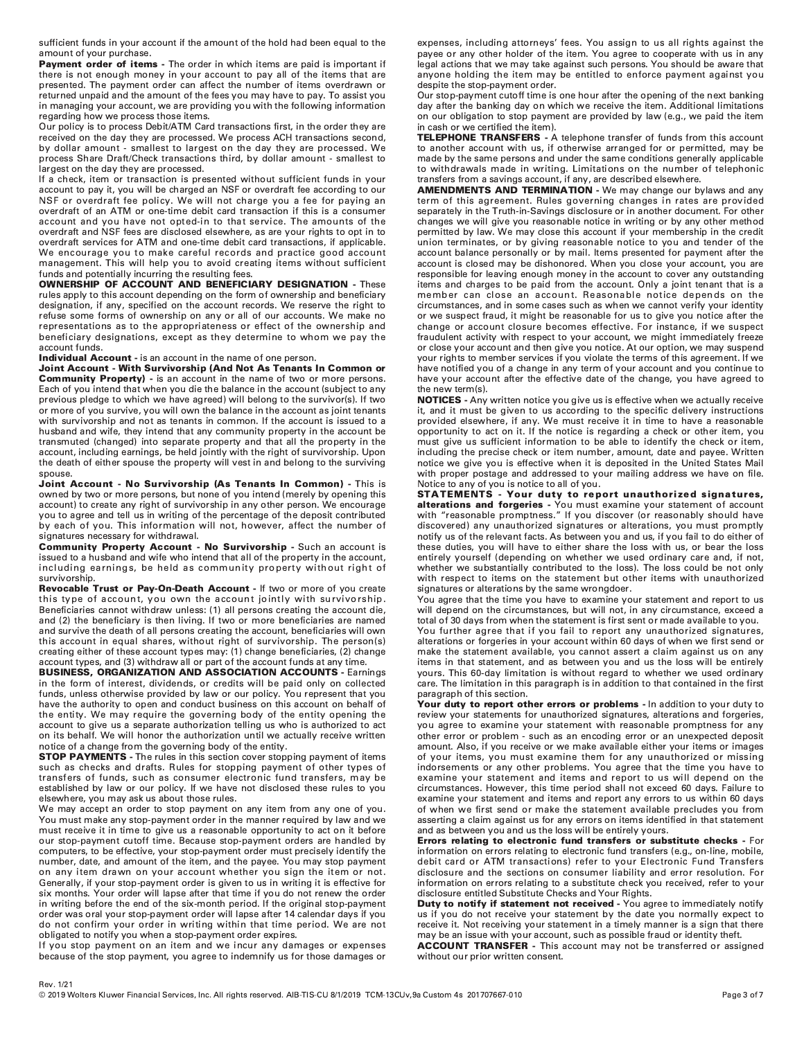sufficient funds in your account if the amount of the hold had been equal to the amount of your purchase.

**Payment order of items -** The order in which items are paid is important if there is not enough money in your account to pay all of the items that are presented. The payment order can affect the number of items overdrawn or returned unpaid and the amount of the fees you may have to pay. To assist you in managing your account, we are providing you with the following information regarding how we process those items.

Our policy is to process Debit/ATM Card transactions first, in the order they are received on the day they are processed. We process ACH transactions second, by dollar amount - smallest to largest on the day they are processed. We process Share Draft/Check transactions third, by dollar amount - smallest to largest on the day they are processed.

If a check, item or transaction is presented without sufficient funds in your account to pay it, you will be charged an NSF or overdraft fee according to our NSF or overdraft fee policy. We will not charge you a fee for paying an overdraft of an ATM or one-time debit card transaction if this is a consumer account and you have not opted-in to that service. The amounts of the overdraft and NSF fees are disclosed elsewhere, as are your rights to opt in to overdraft services for ATM and one-time debit card transactions, if applicable. We encourage you to make careful records and practice good account management. This will help you to avoid creating items without sufficient funds and potentially incurring the resulting fees.

**OWNERSHIP OF ACCOUNT AND BENEFICIARY DESIGNATION -** These rules apply to this account depending on the form of ownership and beneficiary designation, if any, specified on the account records. We reserve the right to refuse some forms of ownership on any or all of our accounts. We make no representations as to the appropriateness or effect of the ownership and beneficiary designations, except as they determine to whom we pay the account funds.

**Individual Account -** is an account in the name of one person.

**Joint Account - With Survivorship (And Not As Tenants In Common or Community Property) -** is an account in the name of two or more persons. Each of you intend that when you die the balance in the account (subject to any previous pledge to which we have agreed) will belong to the survivor(s). If two or more of you survive, you will own the balance in the account as joint tenants with survivorship and not as tenants in common. If the account is issued to a husband and wife, they intend that any community property in the account be transmuted (changed) into separate property and that all the property in the account, including earnings, be held jointly with the right of survivorship. Upon the death of either spouse the property will vest in and belong to the surviving spouse.

**Joint Account - No Survivorship (As Tenants In Common) -** This is owned by two or more persons, but none of you intend (merely by opening this account) to create any right of survivorship in any other person. We encourage you to agree and tell us in writing of the percentage of the deposit contributed by each of you. This information will not, however, affect the number of signatures necessary for withdrawal.

**Community Property Account - No Survivorship -** Such an account is issued to a husband and wife who intend that all of the property in the account, including earnings, be held as community property without right of survivorship.

**Revocable Trust or Pay-On-Death Account -** If two or more of you create this type of account, you own the account jointly with survivorship. Beneficiaries cannot withdraw unless: (1) all persons creating the account die, and (2) the beneficiary is then living. If two or more beneficiaries are named and survive the death of all persons creating the account, beneficiaries will own this account in equal shares, without right of survivorship. The person(s) creating either of these account types may: (1) change beneficiaries, (2) change account types, and (3) withdraw all or part of the account funds at any time.

**BUSINESS, ORGANIZATION AND ASSOCIATION ACCOUNTS -** Earnings in the form of interest, dividends, or credits will be paid only on collected funds, unless otherwise provided by law or our policy. You represent that you have the authority to open and conduct business on this account on behalf of the entity. We may require the governing body of the entity opening the account to give us a separate authorization telling us who is authorized to act on its behalf. We will honor the authorization until we actually receive written notice of a change from the governing body of the entity.

**STOP PAYMENTS -** The rules in this section cover stopping payment of items such as checks and drafts. Rules for stopping payment of other types of transfers of funds, such as consumer electronic fund transfers, may be established by law or our policy. If we have not disclosed these rules to you elsewhere, you may ask us about those rules.

We may accept an order to stop payment on any item from any one of you. You must make any stop-payment order in the manner required by law and we must receive it in time to give us a reasonable opportunity to act on it before our stop-payment cutoff time. Because stop-payment orders are handled by computers, to be effective, your stop-payment order must precisely identify the number, date, and amount of the item, and the payee. You may stop payment on any item drawn on your account whether you sign the item or not. Generally, if your stop-payment order is given to us in writing it is effective for six months. Your order will lapse after that time if you do not renew the order in writing before the end of the six-month period. If the original stop-payment order was oral your stop-payment order will lapse after 14 calendar days if you do not confirm your order in writing within that time period. We are not obligated to notify you when a stop-payment order expires.

If you stop payment on an item and we incur any damages or expenses because of the stop payment, you agree to indemnify us for those damages or expenses, including attorneys' fees. You assign to us all rights against the payee or any other holder of the item. You agree to cooperate with us in any legal actions that we may take against such persons. You should be aware that anyone holding the item may be entitled to enforce payment against you despite the stop-payment order.

Our stop-payment cutoff time is one hour after the opening of the next banking day after the banking day on which we receive the item. Additional limitations on our obligation to stop payment are provided by law (e.g., we paid the item in cash or we certified the item).

**TELEPHONE TRANSFERS -** A telephone transfer of funds from this account to another account with us, if otherwise arranged for or permitted, may be made by the same persons and under the same conditions generally applicable to withdrawals made in writing. Limitations on the number of telephonic transfers from a savings account, if any, are described elsewhere.

**AMENDMENTS AND TERMINATION -** We may change our bylaws and any term of this agreement. Rules governing changes in rates are provided separately in the Truth-in-Savings disclosure or in another document. For other changes we will give you reasonable notice in writing or by any other method permitted by law. We may close this account if your membership in the credit union terminates, or by giving reasonable notice to you and tender of the account balance personally or by mail. Items presented for payment after the account is closed may be dishonored. When you close your account, you are responsible for leaving enough money in the account to cover any outstanding items and charges to be paid from the account. Only a joint tenant that is a member can close an account. Reasonable notice depends on the circumstances, and in some cases such as when we cannot verify your identity or we suspect fraud, it might be reasonable for us to give you notice after the change or account closure becomes effective. For instance, if we suspect fraudulent activity with respect to your account, we might immediately freeze or close your account and then give you notice. At our option, we may suspend your rights to member services if you violate the terms of this agreement. If we have notified you of a change in any term of your account and you continue to have your account after the effective date of the change, you have agreed to the new term(s).

**NOTICES -** Any written notice you give us is effective when we actually receive it, and it must be given to us according to the specific delivery instructions provided elsewhere, if any. We must receive it in time to have a reasonable opportunity to act on it. If the notice is regarding a check or other item, you must give us sufficient information to be able to identify the check or item, including the precise check or item number, amount, date and payee. Written notice we give you is effective when it is deposited in the United States Mail with proper postage and addressed to your mailing address we have on file. Notice to any of you is notice to all of you.

**STATEMENTS - Your duty to report unauthorized signatures, alterations and forgeries -** You must examine your statement of account with "reasonable promptness." If you discover (or reasonably should have discovered) any unauthorized signatures or alterations, you must promptly notify us of the relevant facts. As between you and us, if you fail to do either of these duties, you will have to either share the loss with us, or bear the loss entirely yourself (depending on whether we used ordinary care and, if not, whether we substantially contributed to the loss). The loss could be not only with respect to items on the statement but other items with unauthorized signatures or alterations by the same wrongdoer.

You agree that the time you have to examine your statement and report to us will depend on the circumstances, but will not, in any circumstance, exceed a total of 30 days from when the statement is first sent or made available to you.

You further agree that if you fail to report any unauthorized signatures, alterations or forgeries in your account within 60 days of when we first send or make the statement available, you cannot assert a claim against us on any items in that statement, and as between you and us the loss will be entirely yours. This 60-day limitation is without regard to whether we used ordinary care. The limitation in this paragraph is in addition to that contained in the first paragraph of this section.

**Your duty to report other errors or problems -** In addition to your duty to review your statements for unauthorized signatures, alterations and forgeries, you agree to examine your statement with reasonable promptness for any other error or problem - such as an encoding error or an unexpected deposit amount. Also, if you receive or we make available either your items or images of your items, you must examine them for any unauthorized or missing indorsements or any other problems. You agree that the time you have to examine your statement and items and report to us will depend on the circumstances. However, this time period shall not exceed 60 days. Failure to examine your statement and items and report any errors to us within 60 days of when we first send or make the statement available precludes you from asserting a claim against us for any errors on items identified in that statement and as between you and us the loss will be entirely yours.

**Errors relating to electronic fund transfers or substitute checks -** For information on errors relating to electronic fund transfers (e.g., on-line, mobile, debit card or ATM transactions) refer to your Electronic Fund Transfers disclosure and the sections on consumer liability and error resolution. For information on errors relating to a substitute check you received, refer to your disclosure entitled Substitute Checks and Your Rights.

**Duty to notify if statement not received -** You agree to immediately notify us if you do not receive your statement by the date you normally expect to receive it. Not receiving your statement in a timely manner is a sign that there may be an issue with your account, such as possible fraud or identity theft.

**ACCOUNT TRANSFER -** This account may not be transferred or assigned without our prior written consent.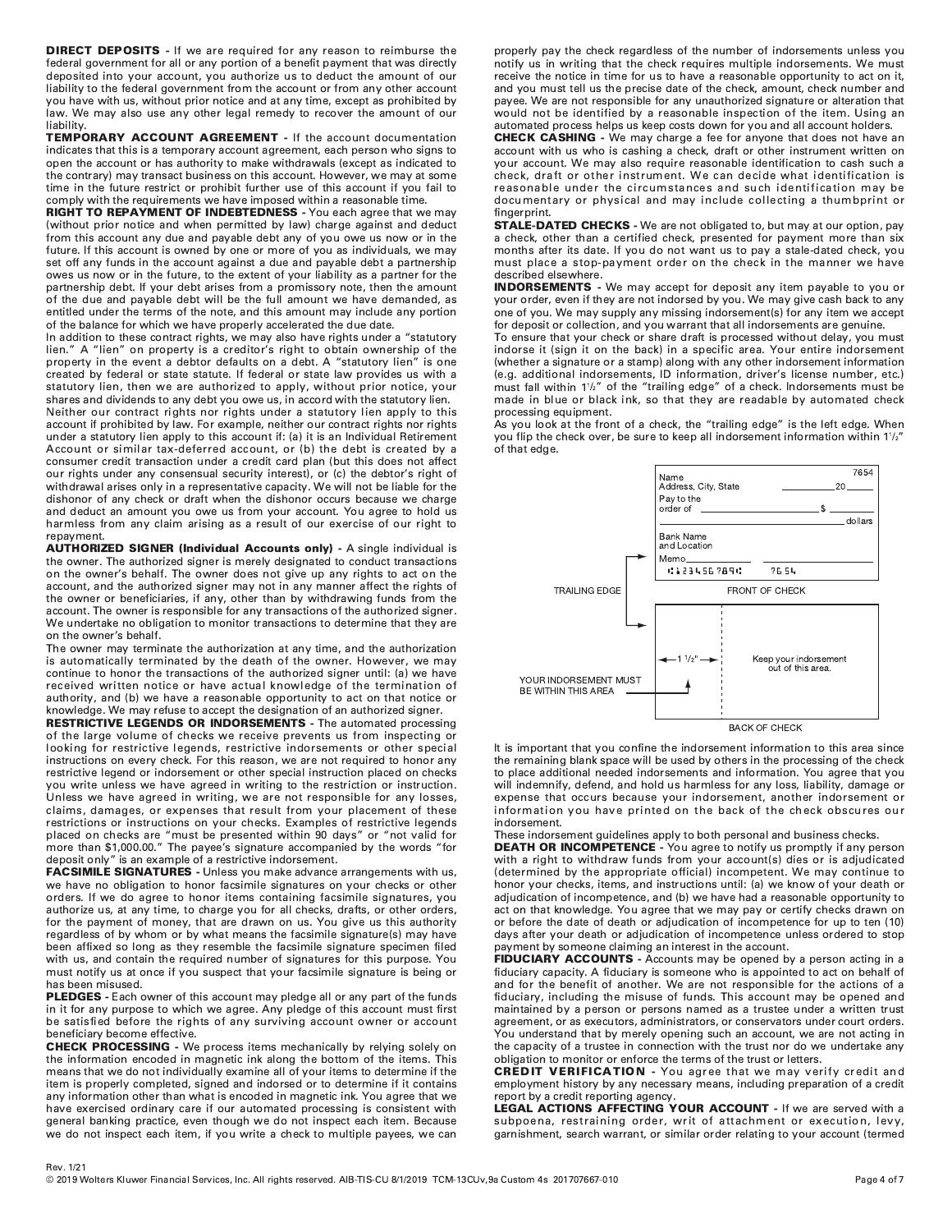**DIRECT DEPOSITS -** If we are required for any reason to reimburse the federal government for all or any portion of a benefit payment that was directly deposited into your account, you authorize us to deduct the amount of our liability to the federal government from the account or from any other account you have with us, without prior notice and at any time, except as prohibited by law. We may also use any other legal remedy to recover the amount of our liability.

**TEMPORARY ACCOUNT AGREEMENT -** If the account documentation indicates that this is a temporary account agreement, each person who signs to open the account or has authority to make withdrawals (except as indicated to the contrary) may transact business on this account. However, we may at some time in the future restrict or prohibit further use of this account if you fail to comply with the requirements we have imposed within a reasonable time.

**RIGHT TO REPAYMENT OF INDEBTEDNESS -** You each agree that we may (without prior notice and when permitted by law) charge against and deduct from this account any due and payable debt any of you owe us now or in the future. If this account is owned by one or more of you as individuals, we may set off any funds in the account against a due and payable debt a partnership owes us now or in the future, to the extent of your liability as a partner for the partnership debt. If your debt arises from a promissory note, then the amount of the due and payable debt will be the full amount we have demanded, as entitled under the terms of the note, and this amount may include any portion of the balance for which we have properly accelerated the due date.

In addition to these contract rights, we may also have rights under a "statutory lien." A "lien" on property is a creditor's right to obtain ownership of the property in the event a debtor defaults on a debt. A "statutory lien" is one created by federal or state statute. If federal or state law provides us with a statutory lien, then we are authorized to apply, without prior notice, your shares and dividends to any debt you owe us, in accord with the statutory lien.

Neither our contract rights nor rights under a statutory lien apply to this account if prohibited by law. For example, neither our contract rights nor rights under a statutory lien apply to this account if: (a) it is an Individual Retirement Account or similar tax-deferred account, or (b) the debt is created by a consumer credit transaction under a credit card plan (but this does not affect our rights under any consensual security interest), or (c) the debtor's right of withdrawal arises only in a representative capacity. We will not be liable for the dishonor of any check or draft when the dishonor occurs because we charge and deduct an amount you owe us from your account. You agree to hold us harmless from any claim arising as a result of our exercise of our right to repayment.

**AUTHORIZED SIGNER (Individual Accounts only) -** A single individual is the owner. The authorized signer is merely designated to conduct transactions on the owner's behalf. The owner does not give up any rights to act on the account, and the authorized signer may not in any manner affect the rights of the owner or beneficiaries, if any, other than by withdrawing funds from the account. The owner is responsible for any transactions of the authorized signer. We undertake no obligation to monitor transactions to determine that they are on the owner's behalf.

The owner may terminate the authorization at any time, and the authorization is automatically terminated by the death of the owner. However, we may continue to honor the transactions of the authorized signer until: (a) we have received written notice or have actual knowledge of the termination of authority, and (b) we have a reasonable opportunity to act on that notice or knowledge. We may refuse to accept the designation of an authorized signer.

**RESTRICTIVE LEGENDS OR INDORSEMENTS -** The automated processing of the large volume of checks we receive prevents us from inspecting or looking for restrictive legends, restrictive indorsements or other special instructions on every check. For this reason, we are not required to honor any restrictive legend or indorsement or other special instruction placed on checks you write unless we have agreed in writing to the restriction or instruction. Unless we have agreed in writing, we are not responsible for any losses, claims, damages, or expenses that result from your placement of these restrictions or instructions on your checks. Examples of restrictive legends placed on checks are "must be presented within 90 days" or "not valid for more than $1,000.00." The payee's signature accompanied by the words "for deposit only" is an example of a restrictive indorsement.

**FACSIMILE SIGNATURES -** Unless you make advance arrangements with us, we have no obligation to honor facsimile signatures on your checks or other orders. If we do agree to honor items containing facsimile signatures, you authorize us, at any time, to charge you for all checks, drafts, or other orders, for the payment of money, that are drawn on us. You give us this authority regardless of by whom or by what means the facsimile signature(s) may have been affixed so long as they resemble the facsimile signature specimen filed with us, and contain the required number of signatures for this purpose. You must notify us at once if you suspect that your facsimile signature is being or has been misused.

**PLEDGES -** Each owner of this account may pledge all or any part of the funds in it for any purpose to which we agree. Any pledge of this account must first be satisfied before the rights of any surviving account owner or account beneficiary become effective.

**CHECK PROCESSING -** We process items mechanically by relying solely on the information encoded in magnetic ink along the bottom of the items. This means that we do not individually examine all of your items to determine if the item is properly completed, signed and indorsed or to determine if it contains any information other than what is encoded in magnetic ink. You agree that we have exercised ordinary care if our automated processing is consistent with general banking practice, even though we do not inspect each item. Because we do not inspect each item, if you write a check to multiple payees, we can properly pay the check regardless of the number of indorsements unless you notify us in writing that the check requires multiple indorsements. We must receive the notice in time for us to have a reasonable opportunity to act on it, and you must tell us the precise date of the check, amount, check number and payee. We are not responsible for any unauthorized signature or alteration that would not be identified by a reasonable inspection of the item. Using an automated process helps us keep costs down for you and all account holders.

**CHECK CASHING -** We may charge a fee for anyone that does not have an account with us who is cashing a check, draft or other instrument written on your account. We may also require reasonable identification to cash such a check, draft or other instrument. We can decide what identification is reasonable under the circumstances and such identification may be documentary or physical and may include collecting a thumbprint or fingerprint.

**STALE-DATED CHECKS -** We are not obligated to, but may at our option, pay a check, other than a certified check, presented for payment more than six months after its date. If you do not want us to pay a stale-dated check, you must place a stop-payment order on the check in the manner we have described elsewhere.

**INDORSEMENTS -** We may accept for deposit any item payable to you or your order, even if they are not indorsed by you. We may give cash back to any one of you. We may supply any missing indorsement(s) for any item we accept for deposit or collection, and you warrant that all indorsements are genuine.

To ensure that your check or share draft is processed without delay, you must indorse it (sign it on the back) in a specific area. Your entire indorsement (whether a signature or a stamp) along with any other indorsement information (e.g. additional indorsements, ID information, driver's license number, etc.) must fall within 1½" of the "trailing edge" of a check. Indorsements must be made in blue or black ink, so that they are readable by automated check processing equipment.

As you look at the front of a check, the "trailing edge" is the left edge. When you flip the check over, be sure to keep all indorsement information within 1½" of that edge.

TRAILING EDGE — FRONT OF CHECK — BACK OF CHECK — 1 ½" — Keep your indorsement out of this area. — YOUR INDORSEMENT MUST BE WITHIN THIS AREA

It is important that you confine the indorsement information to this area since the remaining blank space will be used by others in the processing of the check to place additional needed indorsements and information. You agree that you will indemnify, defend, and hold us harmless for any loss, liability, damage or expense that occurs because your indorsement, another indorsement or information you have printed on the back of the check obscures our indorsement.

These indorsement guidelines apply to both personal and business checks.

**DEATH OR INCOMPETENCE -** You agree to notify us promptly if any person with a right to withdraw funds from your account(s) dies or is adjudicated (determined by the appropriate official) incompetent. We may continue to honor your checks, items, and instructions until: (a) we know of your death or adjudication of incompetence, and (b) we have had a reasonable opportunity to act on that knowledge. You agree that we may pay or certify checks drawn on or before the date of death or adjudication of incompetence for up to ten (10) days after your death or adjudication of incompetence unless ordered to stop payment by someone claiming an interest in the account.

**FIDUCIARY ACCOUNTS -** Accounts may be opened by a person acting in a fiduciary capacity. A fiduciary is someone who is appointed to act on behalf of and for the benefit of another. We are not responsible for the actions of a fiduciary, including the misuse of funds. This account may be opened and maintained by a person or persons named as a trustee under a written trust agreement, or as executors, administrators, or conservators under court orders. You understand that by merely opening such an account, we are not acting in the capacity of a trustee in connection with the trust nor do we undertake any obligation to monitor or enforce the terms of the trust or letters.

**CREDIT VERIFICATION -** You agree that we may verify credit and employment history by any necessary means, including preparation of a credit report by a credit reporting agency.

**LEGAL ACTIONS AFFECTING YOUR ACCOUNT -** If we are served with a subpoena, restraining order, writ of attachment or execution, levy, garnishment, search warrant, or similar order relating to your account (termed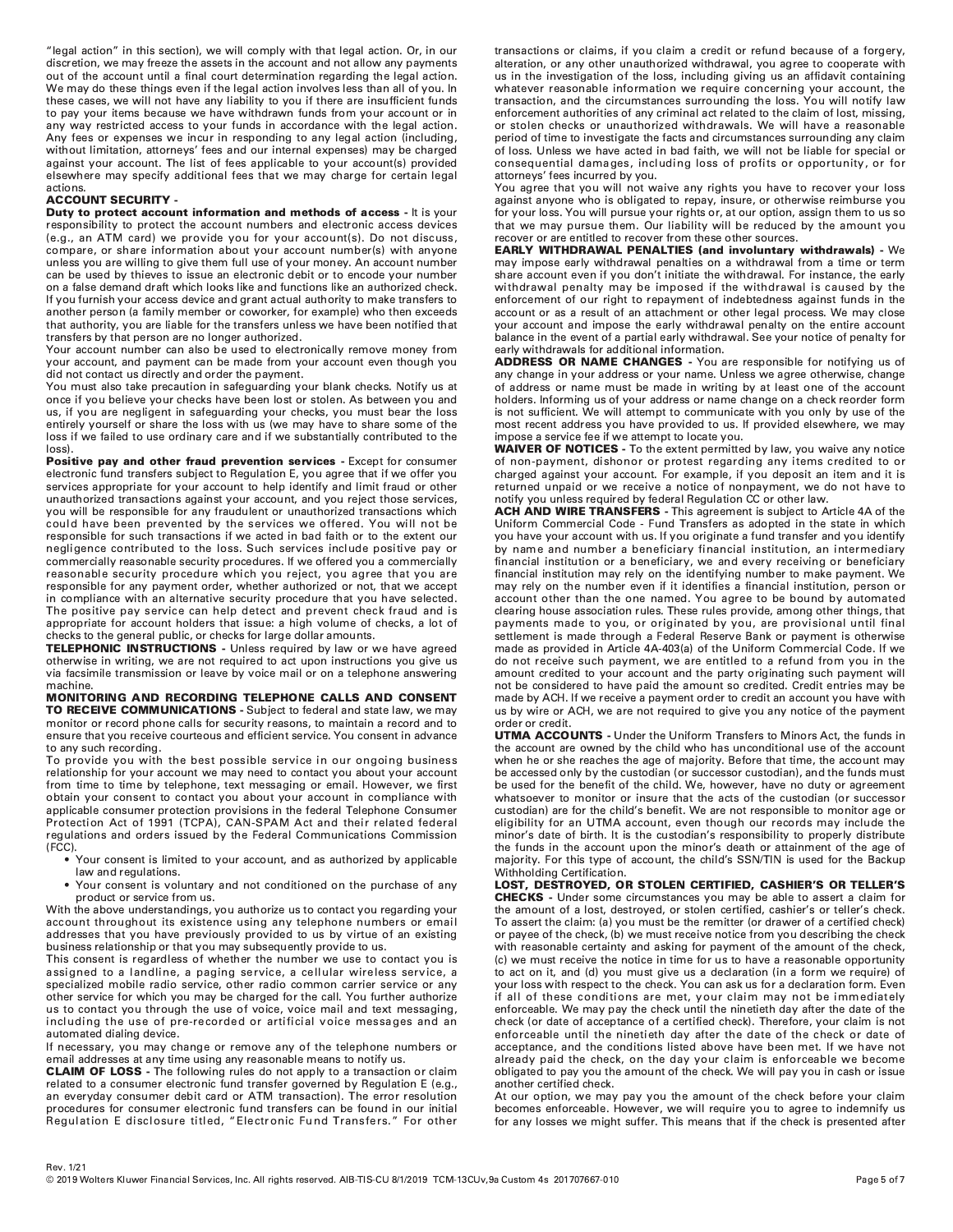"legal action" in this section), we will comply with that legal action. Or, in our discretion, we may freeze the assets in the account and not allow any payments out of the account until a final court determination regarding the legal action. We may do these things even if the legal action involves less than all of you. In these cases, we will not have any liability to you if there are insufficient funds to pay your items because we have withdrawn funds from your account or in any way restricted access to your funds in accordance with the legal action. Any fees or expenses we incur in responding to any legal action (including, without limitation, attorneys' fees and our internal expenses) may be charged against your account. The list of fees applicable to your account(s) provided elsewhere may specify additional fees that we may charge for certain legal actions.

**ACCOUNT SECURITY -**

**Duty to protect account information and methods of access -** It is your responsibility to protect the account numbers and electronic access devices (e.g., an ATM card) we provide you for your account(s). Do not discuss, compare, or share information about your account number(s) with anyone unless you are willing to give them full use of your money. An account number can be used by thieves to issue an electronic debit or to encode your number on a false demand draft which looks like and functions like an authorized check. If you furnish your access device and grant actual authority to make transfers to another person (a family member or coworker, for example) who then exceeds that authority, you are liable for the transfers unless we have been notified that transfers by that person are no longer authorized.

Your account number can also be used to electronically remove money from your account, and payment can be made from your account even though you did not contact us directly and order the payment.

You must also take precaution in safeguarding your blank checks. Notify us at once if you believe your checks have been lost or stolen. As between you and us, if you are negligent in safeguarding your checks, you must bear the loss entirely yourself or share the loss with us (we may have to share some of the loss if we failed to use ordinary care and if we substantially contributed to the loss).

**Positive pay and other fraud prevention services -** Except for consumer electronic fund transfers subject to Regulation E, you agree that if we offer you services appropriate for your account to help identify and limit fraud or other unauthorized transactions against your account, and you reject those services, you will be responsible for any fraudulent or unauthorized transactions which could have been prevented by the services we offered. You will not be responsible for such transactions if we acted in bad faith or to the extent our negligence contributed to the loss. Such services include positive pay or commercially reasonable security procedures. If we offered you a commercially reasonable security procedure which you reject, you agree that you are responsible for any payment order, whether authorized or not, that we accept in compliance with an alternative security procedure that you have selected. The positive pay service can help detect and prevent check fraud and is appropriate for account holders that issue: a high volume of checks, a lot of checks to the general public, or checks for large dollar amounts.

**TELEPHONIC INSTRUCTIONS -** Unless required by law or we have agreed otherwise in writing, we are not required to act upon instructions you give us via facsimile transmission or leave by voice mail or on a telephone answering machine.

**MONITORING AND RECORDING TELEPHONE CALLS AND CONSENT TO RECEIVE COMMUNICATIONS -** Subject to federal and state law, we may monitor or record phone calls for security reasons, to maintain a record and to ensure that you receive courteous and efficient service. You consent in advance to any such recording.

To provide you with the best possible service in our ongoing business relationship for your account we may need to contact you about your account from time to time by telephone, text messaging or email. However, we first obtain your consent to contact you about your account in compliance with applicable consumer protection provisions in the federal Telephone Consumer Protection Act of 1991 (TCPA), CAN-SPAM Act and their related federal regulations and orders issued by the Federal Communications Commission (FCC).

- Your consent is limited to your account, and as authorized by applicable law and regulations.
- Your consent is voluntary and not conditioned on the purchase of any product or service from us.

With the above understandings, you authorize us to contact you regarding your account throughout its existence using any telephone numbers or email addresses that you have previously provided to us by virtue of an existing business relationship or that you may subsequently provide to us.

This consent is regardless of whether the number we use to contact you is assigned to a landline, a paging service, a cellular wireless service, a specialized mobile radio service, other radio common carrier service or any other service for which you may be charged for the call. You further authorize us to contact you through the use of voice, voice mail and text messaging, including the use of pre-recorded or artificial voice messages and an automated dialing device.

If necessary, you may change or remove any of the telephone numbers or email addresses at any time using any reasonable means to notify us.

**CLAIM OF LOSS -** The following rules do not apply to a transaction or claim related to a consumer electronic fund transfer governed by Regulation E (e.g., an everyday consumer debit card or ATM transaction). The error resolution procedures for consumer electronic fund transfers can be found in our initial Regulation E disclosure titled, "Electronic Fund Transfers." For other transactions or claims, if you claim a credit or refund because of a forgery, alteration, or any other unauthorized withdrawal, you agree to cooperate with us in the investigation of the loss, including giving us an affidavit containing whatever reasonable information we require concerning your account, the transaction, and the circumstances surrounding the loss. You will notify law enforcement authorities of any criminal act related to the claim of lost, missing, or stolen checks or unauthorized withdrawals. We will have a reasonable period of time to investigate the facts and circumstances surrounding any claim of loss. Unless we have acted in bad faith, we will not be liable for special or consequential damages, including loss of profits or opportunity, or for attorneys' fees incurred by you.

You agree that you will not waive any rights you have to recover your loss against anyone who is obligated to repay, insure, or otherwise reimburse you for your loss. You will pursue your rights or, at our option, assign them to us so that we may pursue them. Our liability will be reduced by the amount you recover or are entitled to recover from these other sources.

**EARLY WITHDRAWAL PENALTIES (and involuntary withdrawals) -** We may impose early withdrawal penalties on a withdrawal from a time or term share account even if you don't initiate the withdrawal. For instance, the early withdrawal penalty may be imposed if the withdrawal is caused by the enforcement of our right to repayment of indebtedness against funds in the account or as a result of an attachment or other legal process. We may close your account and impose the early withdrawal penalty on the entire account balance in the event of a partial early withdrawal. See your notice of penalty for early withdrawals for additional information.

**ADDRESS OR NAME CHANGES -** You are responsible for notifying us of any change in your address or your name. Unless we agree otherwise, change of address or name must be made in writing by at least one of the account holders. Informing us of your address or name change on a check reorder form is not sufficient. We will attempt to communicate with you only by use of the most recent address you have provided to us. If provided elsewhere, we may impose a service fee if we attempt to locate you.

**WAIVER OF NOTICES -** To the extent permitted by law, you waive any notice of non-payment, dishonor or protest regarding any items credited to or charged against your account. For example, if you deposit an item and it is returned unpaid or we receive a notice of nonpayment, we do not have to notify you unless required by federal Regulation CC or other law.

**ACH AND WIRE TRANSFERS -** This agreement is subject to Article 4A of the Uniform Commercial Code - Fund Transfers as adopted in the state in which you have your account with us. If you originate a fund transfer and you identify by name and number a beneficiary financial institution, an intermediary financial institution or a beneficiary, we and every receiving or beneficiary financial institution may rely on the identifying number to make payment. We may rely on the number even if it identifies a financial institution, person or account other than the one named. You agree to be bound by automated clearing house association rules. These rules provide, among other things, that payments made to you, or originated by you, are provisional until final settlement is made through a Federal Reserve Bank or payment is otherwise made as provided in Article 4A-403(a) of the Uniform Commercial Code. If we do not receive such payment, we are entitled to a refund from you in the amount credited to your account and the party originating such payment will not be considered to have paid the amount so credited. Credit entries may be made by ACH. If we receive a payment order to credit an account you have with us by wire or ACH, we are not required to give you any notice of the payment order or credit.

**UTMA ACCOUNTS -** Under the Uniform Transfers to Minors Act, the funds in the account are owned by the child who has unconditional use of the account when he or she reaches the age of majority. Before that time, the account may be accessed only by the custodian (or successor custodian), and the funds must be used for the benefit of the child. We, however, have no duty or agreement whatsoever to monitor or insure that the acts of the custodian (or successor custodian) are for the child's benefit. We are not responsible to monitor age or eligibility for an UTMA account, even though our records may include the minor's date of birth. It is the custodian's responsibility to properly distribute the funds in the account upon the minor's death or attainment of the age of majority. For this type of account, the child's SSN/TIN is used for the Backup Withholding Certification.

**LOST, DESTROYED, OR STOLEN CERTIFIED, CASHIER'S OR TELLER'S CHECKS -** Under some circumstances you may be able to assert a claim for the amount of a lost, destroyed, or stolen certified, cashier's or teller's check. To assert the claim: (a) you must be the remitter (or drawer of a certified check) or payee of the check, (b) we must receive notice from you describing the check with reasonable certainty and asking for payment of the amount of the check, (c) we must receive the notice in time for us to have a reasonable opportunity to act on it, and (d) you must give us a declaration (in a form we require) of your loss with respect to the check. You can ask us for a declaration form. Even if all of these conditions are met, your claim may not be immediately enforceable. We may pay the check until the ninetieth day after the date of the check (or date of acceptance of a certified check). Therefore, your claim is not enforceable until the ninetieth day after the date of the check or date of acceptance, and the conditions listed above have been met. If we have not already paid the check, on the day your claim is enforceable we become obligated to pay you the amount of the check. We will pay you in cash or issue another certified check.

At our option, we may pay you the amount of the check before your claim becomes enforceable. However, we will require you to agree to indemnify us for any losses we might suffer. This means that if the check is presented after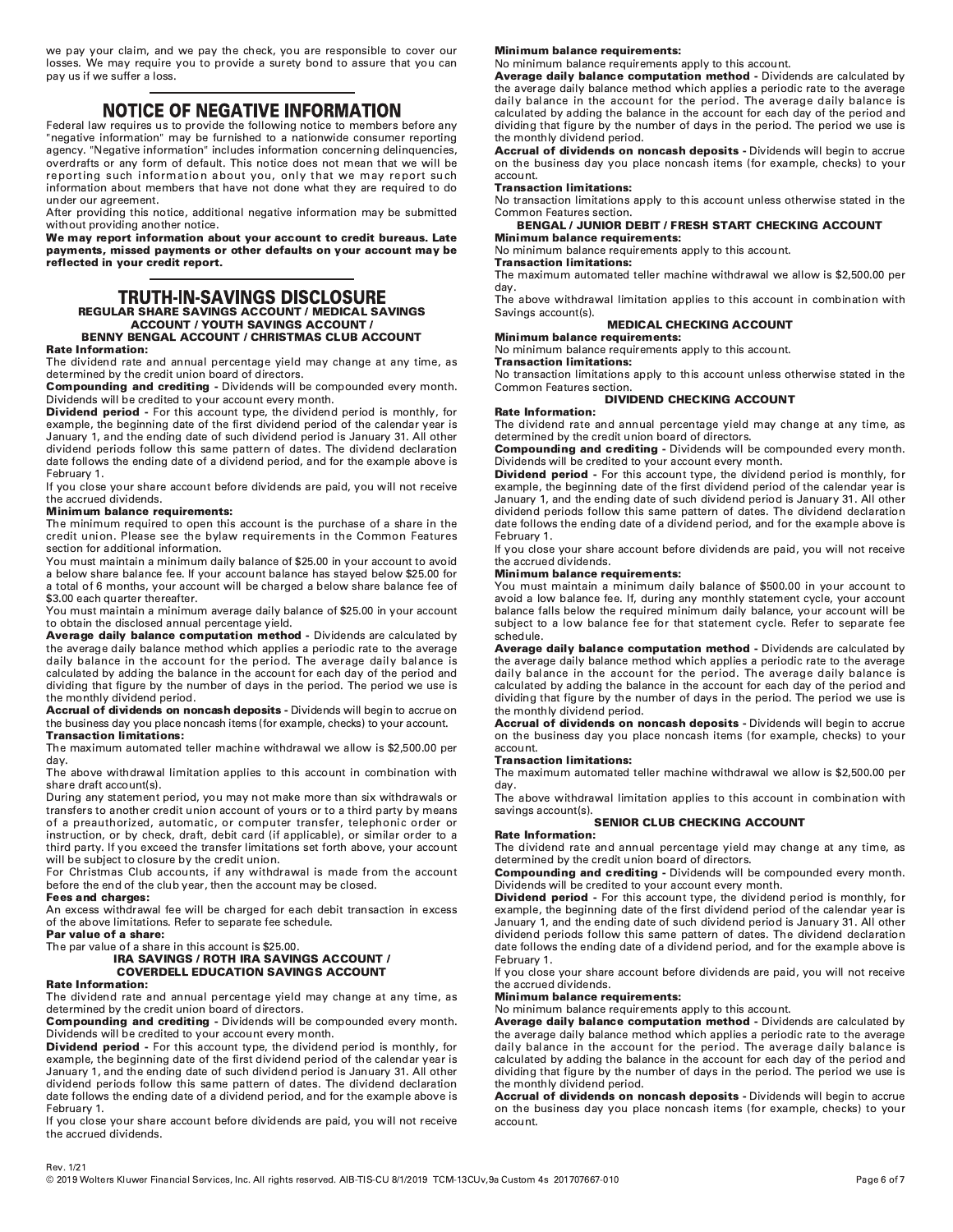we pay your claim, and we pay the check, you are responsible to cover our losses. We may require you to provide a surety bond to assure that you can pay us if we suffer a loss.

## NOTICE OF NEGATIVE INFORMATION

Federal law requires us to provide the following notice to members before any "negative information" may be furnished to a nationwide consumer reporting agency. "Negative information" includes information concerning delinquencies, overdrafts or any form of default. This notice does not mean that we will be reporting such information about you, only that we may report such information about members that have not done what they are required to do under our agreement.

After providing this notice, additional negative information may be submitted without providing another notice.

**We may report information about your account to credit bureaus. Late payments, missed payments or other defaults on your account may be reflected in your credit report.**

## TRUTH-IN-SAVINGS DISCLOSURE

### REGULAR SHARE SAVINGS ACCOUNT / MEDICAL SAVINGS ACCOUNT / YOUTH SAVINGS ACCOUNT / BENNY BENGAL ACCOUNT / CHRISTMAS CLUB ACCOUNT

**Rate Information:**
The dividend rate and annual percentage yield may change at any time, as determined by the credit union board of directors.

**Compounding and crediting -** Dividends will be compounded every month. Dividends will be credited to your account every month.

**Dividend period -** For this account type, the dividend period is monthly, for example, the beginning date of the first dividend period of the calendar year is January 1, and the ending date of such dividend period is January 31. All other dividend periods follow this same pattern of dates. The dividend declaration date follows the ending date of a dividend period, and for the example above is February 1.

If you close your share account before dividends are paid, you will not receive the accrued dividends.

**Minimum balance requirements:**
The minimum required to open this account is the purchase of a share in the credit union. Please see the bylaw requirements in the Common Features section for additional information.

You must maintain a minimum daily balance of $25.00 in your account to avoid a below share balance fee. If your account balance has stayed below $25.00 for a total of 6 months, your account will be charged a below share balance fee of $3.00 each quarter thereafter.

You must maintain a minimum average daily balance of $25.00 in your account to obtain the disclosed annual percentage yield.

**Average daily balance computation method -** Dividends are calculated by the average daily balance method which applies a periodic rate to the average daily balance in the account for the period. The average daily balance is calculated by adding the balance in the account for each day of the period and dividing that figure by the number of days in the period. The period we use is the monthly dividend period.

**Accrual of dividends on noncash deposits -** Dividends will begin to accrue on the business day you place noncash items (for example, checks) to your account.

**Transaction limitations:**
The maximum automated teller machine withdrawal we allow is $2,500.00 per day.

The above withdrawal limitation applies to this account in combination with share draft account(s).

During any statement period, you may not make more than six withdrawals or transfers to another credit union account of yours or to a third party by means of a preauthorized, automatic, or computer transfer, telephonic order or instruction, or by check, draft, debit card (if applicable), or similar order to a third party. If you exceed the transfer limitations set forth above, your account will be subject to closure by the credit union.

For Christmas Club accounts, if any withdrawal is made from the account before the end of the club year, then the account may be closed.

**Fees and charges:**
An excess withdrawal fee will be charged for each debit transaction in excess of the above limitations. Refer to separate fee schedule.

**Par value of a share:**
The par value of a share in this account is $25.00.

### IRA SAVINGS / ROTH IRA SAVINGS ACCOUNT / COVERDELL EDUCATION SAVINGS ACCOUNT

**Rate Information:**
The dividend rate and annual percentage yield may change at any time, as determined by the credit union board of directors.

**Compounding and crediting -** Dividends will be compounded every month. Dividends will be credited to your account every month.

**Dividend period -** For this account type, the dividend period is monthly, for example, the beginning date of the first dividend period of the calendar year is January 1, and the ending date of such dividend period is January 31. All other dividend periods follow this same pattern of dates. The dividend declaration date follows the ending date of a dividend period, and for the example above is February 1.

If you close your share account before dividends are paid, you will not receive the accrued dividends.

**Minimum balance requirements:**
No minimum balance requirements apply to this account.

**Average daily balance computation method -** Dividends are calculated by the average daily balance method which applies a periodic rate to the average daily balance in the account for the period. The average daily balance is calculated by adding the balance in the account for each day of the period and dividing that figure by the number of days in the period. The period we use is the monthly dividend period.

**Accrual of dividends on noncash deposits -** Dividends will begin to accrue on the business day you place noncash items (for example, checks) to your account.

**Transaction limitations:**
No transaction limitations apply to this account unless otherwise stated in the Common Features section.

### BENGAL / JUNIOR DEBIT / FRESH START CHECKING ACCOUNT

**Minimum balance requirements:**
No minimum balance requirements apply to this account.

**Transaction limitations:**
The maximum automated teller machine withdrawal we allow is $2,500.00 per day.

The above withdrawal limitation applies to this account in combination with Savings account(s).

### MEDICAL CHECKING ACCOUNT

**Minimum balance requirements:**
No minimum balance requirements apply to this account.

**Transaction limitations:**
No transaction limitations apply to this account unless otherwise stated in the Common Features section.

### DIVIDEND CHECKING ACCOUNT

**Rate Information:**
The dividend rate and annual percentage yield may change at any time, as determined by the credit union board of directors.

**Compounding and crediting -** Dividends will be compounded every month. Dividends will be credited to your account every month.

**Dividend period -** For this account type, the dividend period is monthly, for example, the beginning date of the first dividend period of the calendar year is January 1, and the ending date of such dividend period is January 31. All other dividend periods follow this same pattern of dates. The dividend declaration date follows the ending date of a dividend period, and for the example above is February 1.

If you close your share account before dividends are paid, you will not receive the accrued dividends.

**Minimum balance requirements:**
You must maintain a minimum daily balance of $500.00 in your account to avoid a low balance fee. If, during any monthly statement cycle, your account balance falls below the required minimum daily balance, your account will be subject to a low balance fee for that statement cycle. Refer to separate fee schedule.

**Average daily balance computation method -** Dividends are calculated by the average daily balance method which applies a periodic rate to the average daily balance in the account for the period. The average daily balance is calculated by adding the balance in the account for each day of the period and dividing that figure by the number of days in the period. The period we use is the monthly dividend period.

**Accrual of dividends on noncash deposits -** Dividends will begin to accrue on the business day you place noncash items (for example, checks) to your account.

**Transaction limitations:**
The maximum automated teller machine withdrawal we allow is $2,500.00 per day.

The above withdrawal limitation applies to this account in combination with savings account(s).

### SENIOR CLUB CHECKING ACCOUNT

**Rate Information:**
The dividend rate and annual percentage yield may change at any time, as determined by the credit union board of directors.

**Compounding and crediting -** Dividends will be compounded every month. Dividends will be credited to your account every month.

**Dividend period -** For this account type, the dividend period is monthly, for example, the beginning date of the first dividend period of the calendar year is January 1, and the ending date of such dividend period is January 31. All other dividend periods follow this same pattern of dates. The dividend declaration date follows the ending date of a dividend period, and for the example above is February 1.

If you close your share account before dividends are paid, you will not receive the accrued dividends.

**Minimum balance requirements:**
No minimum balance requirements apply to this account.

**Average daily balance computation method -** Dividends are calculated by the average daily balance method which applies a periodic rate to the average daily balance in the account for the period. The average daily balance is calculated by adding the balance in the account for each day of the period and dividing that figure by the number of days in the period. The period we use is the monthly dividend period.

**Accrual of dividends on noncash deposits -** Dividends will begin to accrue on the business day you place noncash items (for example, checks) to your account.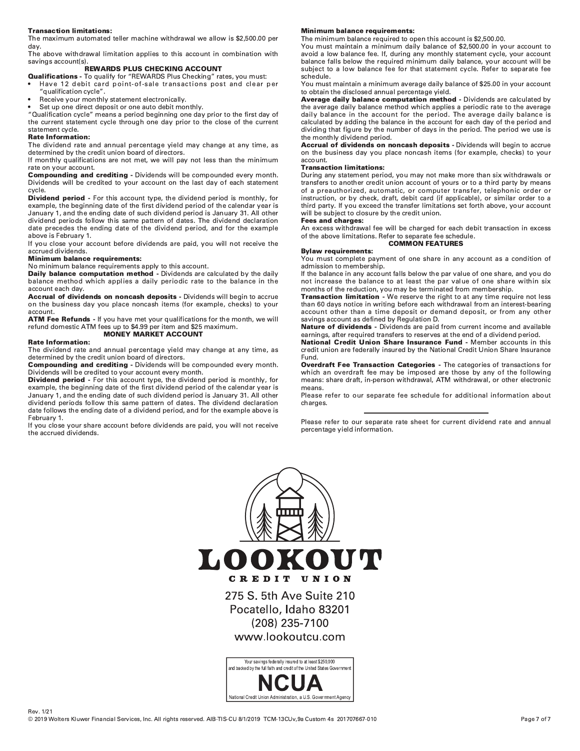**Transaction limitations:**
The maximum automated teller machine withdrawal we allow is $2,500.00 per day.
The above withdrawal limitation applies to this account in combination with savings account(s).

### REWARDS PLUS CHECKING ACCOUNT

**Qualifications -** To qualify for "REWARDS Plus Checking" rates, you must:

- Have 12 debit card point-of-sale transactions post and clear per "qualification cycle".
- Receive your monthly statement electronically.
- Set up one direct deposit or one auto debit monthly.

"Qualification cycle" means a period beginning one day prior to the first day of the current statement cycle through one day prior to the close of the current statement cycle.

**Rate Information:**
The dividend rate and annual percentage yield may change at any time, as determined by the credit union board of directors.
If monthly qualifications are not met, we will pay not less than the minimum rate on your account.

**Compounding and crediting -** Dividends will be compounded every month. Dividends will be credited to your account on the last day of each statement cycle.

**Dividend period -** For this account type, the dividend period is monthly, for example, the beginning date of the first dividend period of the calendar year is January 1, and the ending date of such dividend period is January 31. All other dividend periods follow this same pattern of dates. The dividend declaration date precedes the ending date of the dividend period, and for the example above is February 1.
If you close your account before dividends are paid, you will not receive the accrued dividends.

**Minimum balance requirements:**
No minimum balance requirements apply to this account.

**Daily balance computation method -** Dividends are calculated by the daily balance method which applies a daily periodic rate to the balance in the account each day.

**Accrual of dividends on noncash deposits -** Dividends will begin to accrue on the business day you place noncash items (for example, checks) to your account.

**ATM Fee Refunds -** If you have met your qualifications for the month, we will refund domestic ATM fees up to $4.99 per item and $25 maximum.

### MONEY MARKET ACCOUNT

**Rate Information:**
The dividend rate and annual percentage yield may change at any time, as determined by the credit union board of directors.

**Compounding and crediting -** Dividends will be compounded every month. Dividends will be credited to your account every month.

**Dividend period -** For this account type, the dividend period is monthly, for example, the beginning date of the first dividend period of the calendar year is January 1, and the ending date of such dividend period is January 31. All other dividend periods follow this same pattern of dates. The dividend declaration date follows the ending date of a dividend period, and for the example above is February 1.
If you close your share account before dividends are paid, you will not receive the accrued dividends.

**Minimum balance requirements:**
The minimum balance required to open this account is $2,500.00.
You must maintain a minimum daily balance of $2,500.00 in your account to avoid a low balance fee. If, during any monthly statement cycle, your account balance falls below the required minimum daily balance, your account will be subject to a low balance fee for that statement cycle. Refer to separate fee schedule.
You must maintain a minimum average daily balance of $25.00 in your account to obtain the disclosed annual percentage yield.

**Average daily balance computation method -** Dividends are calculated by the average daily balance method which applies a periodic rate to the average daily balance in the account for the period. The average daily balance is calculated by adding the balance in the account for each day of the period and dividing that figure by the number of days in the period. The period we use is the monthly dividend period.

**Accrual of dividends on noncash deposits -** Dividends will begin to accrue on the business day you place noncash items (for example, checks) to your account.

**Transaction limitations:**
During any statement period, you may not make more than six withdrawals or transfers to another credit union account of yours or to a third party by means of a preauthorized, automatic, or computer transfer, telephonic order or instruction, or by check, draft, debit card (if applicable), or similar order to a third party. If you exceed the transfer limitations set forth above, your account will be subject to closure by the credit union.

**Fees and charges:**
An excess withdrawal fee will be charged for each debit transaction in excess of the above limitations. Refer to separate fee schedule.

### COMMON FEATURES

**Bylaw requirements:**
You must complete payment of one share in any account as a condition of admission to membership.
If the balance in any account falls below the par value of one share, and you do not increase the balance to at least the par value of one share within six months of the reduction, you may be terminated from membership.

**Transaction limitation -** We reserve the right to at any time require not less than 60 days notice in writing before each withdrawal from an interest-bearing account other than a time deposit or demand deposit, or from any other savings account as defined by Regulation D.

**Nature of dividends -** Dividends are paid from current income and available earnings, after required transfers to reserves at the end of a dividend period.

**National Credit Union Share Insurance Fund -** Member accounts in this credit union are federally insured by the National Credit Union Share Insurance Fund.

**Overdraft Fee Transaction Categories -** The categories of transactions for which an overdraft fee may be imposed are those by any of the following means: share draft, in-person withdrawal, ATM withdrawal, or other electronic means.
Please refer to our separate fee schedule for additional information about charges.

---

Please refer to our separate rate sheet for current dividend rate and annual percentage yield information.

**LOOKOUT**
**CREDIT UNION**

275 S. 5th Ave Suite 210
Pocatello, Idaho 83201
(208) 235-7100
www.lookoutcu.com

Your savings federally insured to at least $250,000
and backed by the full faith and credit of the United States Government
**NCUA**
National Credit Union Administration, a U.S. Government Agency

Rev. 1/21
© 2019 Wolters Kluwer Financial Services, Inc. All rights reserved. AIB-TIS-CU 8/1/2019 TCM-13CUv,9a Custom 4s 201707667-010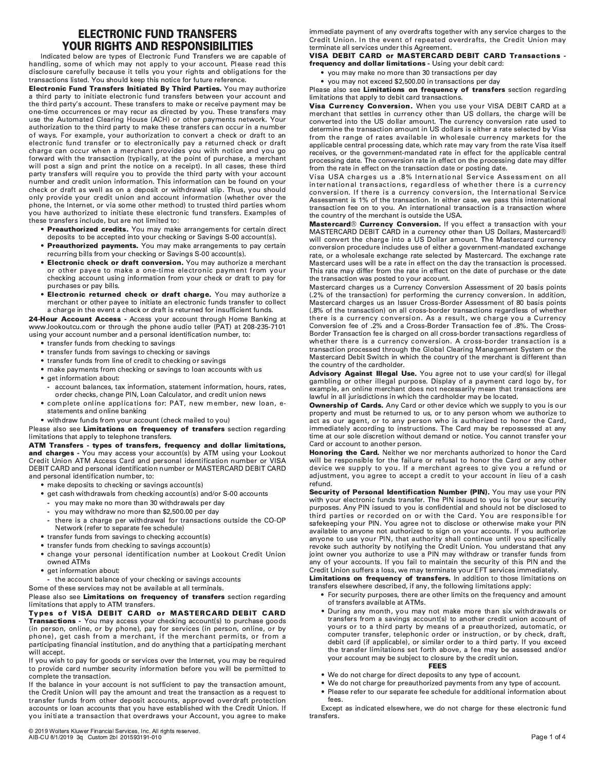# ELECTRONIC FUND TRANSFERS YOUR RIGHTS AND RESPONSIBILITIES

Indicated below are types of Electronic Fund Transfers we are capable of handling, some of which may not apply to your account. Please read this disclosure carefully because it tells you your rights and obligations for the transactions listed. You should keep this notice for future reference.

**Electronic Fund Transfers Initiated By Third Parties.** You may authorize a third party to initiate electronic fund transfers between your account and the third party's account. These transfers to make or receive payment may be one-time occurrences or may recur as directed by you. These transfers may use the Automated Clearing House (ACH) or other payments network. Your authorization to the third party to make these transfers can occur in a number of ways. For example, your authorization to convert a check or draft to an electronic fund transfer or to electronically pay a returned check or draft charge can occur when a merchant provides you with notice and you go forward with the transaction (typically, at the point of purchase, a merchant will post a sign and print the notice on a receipt). In all cases, these third party transfers will require you to provide the third party with your account number and credit union information. This information can be found on your check or draft as well as on a deposit or withdrawal slip. Thus, you should only provide your credit union and account information (whether over the phone, the Internet, or via some other method) to trusted third parties whom you have authorized to initiate these electronic fund transfers. Examples of these transfers include, but are not limited to:

- **Preauthorized credits.** You may make arrangements for certain direct deposits to be accepted into your checking or Savings S-00 account(s).
- **Preauthorized payments.** You may make arrangements to pay certain recurring bills from your checking or Savings S-00 account(s).
- **Electronic check or draft conversion.** You may authorize a merchant or other payee to make a one-time electronic payment from your checking account using information from your check or draft to pay for purchases or pay bills.
- **Electronic returned check or draft charge.** You may authorize a merchant or other payee to initiate an electronic funds transfer to collect a charge in the event a check or draft is returned for insufficient funds.

**24-Hour Account Access -** Access your account through Home Banking at www.lookoutcu.com or through the phone audio teller (PAT) at 208-235-7101 using your account number and a personal identification number, to:

- transfer funds from checking to savings
- transfer funds from savings to checking or savings
- transfer funds from line of credit to checking or savings
- make payments from checking or savings to loan accounts with us
- get information about:
  - account balances, tax information, statement information, hours, rates, order checks, change PIN, Loan Calculator, and credit union news
- complete online applications for: PAT, new member, new loan, e-statements and online banking
- withdraw funds from your account (check mailed to you)

Please also see **Limitations on frequency of transfers** section regarding limitations that apply to telephone transfers.

**ATM Transfers - types of transfers, frequency and dollar limitations, and charges -** You may access your account(s) by ATM using your Lookout Credit Union ATM Access Card and personal identification number or VISA DEBIT CARD and personal identification number or MASTERCARD DEBIT CARD and personal identification number, to:

- make deposits to checking or savings account(s)
- get cash withdrawals from checking account(s) and/or S-00 accounts
  - you may make no more than 30 withdrawals per day
  - you may withdraw no more than $2,500.00 per day
  - there is a charge per withdrawal for transactions outside the CO-OP Network (refer to separate fee schedule)
- transfer funds from savings to checking account(s)
- transfer funds from checking to savings account(s)
- change your personal identification number at Lookout Credit Union owned ATMs
- get information about:
  - the account balance of your checking or savings accounts

Some of these services may not be available at all terminals.

Please also see **Limitations on frequency of transfers** section regarding limitations that apply to ATM transfers.

**Types of VISA DEBIT CARD or MASTERCARD DEBIT CARD Transactions -** You may access your checking account(s) to purchase goods (in person, online, or by phone), pay for services (in person, online, or by phone), get cash from a merchant, if the merchant permits, or from a participating financial institution, and do anything that a participating merchant will accept.

If you wish to pay for goods or services over the Internet, you may be required to provide card number security information before you will be permitted to complete the transaction.

If the balance in your account is not sufficient to pay the transaction amount, the Credit Union will pay the amount and treat the transaction as a request to transfer funds from other deposit accounts, approved overdraft protection accounts or loan accounts that you have established with the Credit Union. If you initiate a transaction that overdraws your Account, you agree to make immediate payment of any overdrafts together with any service charges to the Credit Union. In the event of repeated overdrafts, the Credit Union may terminate all services under this Agreement.

**VISA DEBIT CARD or MASTERCARD DEBIT CARD Transactions - frequency and dollar limitations -** Using your debit card:

- you may make no more than 30 transactions per day
- you may not exceed $2,500.00 in transactions per day

Please also see **Limitations on frequency of transfers** section regarding limitations that apply to debit card transactions.

**Visa Currency Conversion.** When you use your VISA DEBIT CARD at a merchant that settles in currency other than US dollars, the charge will be converted into the US dollar amount. The currency conversion rate used to determine the transaction amount in US dollars is either a rate selected by Visa from the range of rates available in wholesale currency markets for the applicable central processing date, which rate may vary from the rate Visa itself receives, or the government-mandated rate in effect for the applicable central processing date. The conversion rate in effect on the processing date may differ from the rate in effect on the transaction date or posting date.

Visa USA charges us a .8% International Service Assessment on all international transactions, regardless of whether there is a currency conversion. If there is a currency conversion, the International Service Assessment is 1% of the transaction. In either case, we pass this international transaction fee on to you. An international transaction is a transaction where the country of the merchant is outside the USA.

**Mastercard® Currency Conversion.** If you effect a transaction with your MASTERCARD DEBIT CARD in a currency other than US Dollars, Mastercard® will convert the charge into a US Dollar amount. The Mastercard currency conversion procedure includes use of either a government-mandated exchange rate, or a wholesale exchange rate selected by Mastercard. The exchange rate Mastercard uses will be a rate in effect on the day the transaction is processed. This rate may differ from the rate in effect on the date of purchase or the date the transaction was posted to your account.

Mastercard charges us a Currency Conversion Assessment of 20 basis points (.2% of the transaction) for performing the currency conversion. In addition, Mastercard charges us an Issuer Cross-Border Assessment of 80 basis points (.8% of the transaction) on all cross-border transactions regardless of whether there is a currency conversion. As a result, we charge you a Currency Conversion fee of .2% and a Cross-Border Transaction fee of .8%. The Cross-Border Transaction fee is charged on all cross-border transactions regardless of whether there is a currency conversion. A cross-border transaction is a transaction processed through the Global Clearing Management System or the Mastercard Debit Switch in which the country of the merchant is different than the country of the cardholder.

**Advisory Against Illegal Use.** You agree not to use your card(s) for illegal gambling or other illegal purpose. Display of a payment card logo by, for example, an online merchant does not necessarily mean that transactions are lawful in all jurisdictions in which the cardholder may be located.

**Ownership of Cards.** Any Card or other device which we supply to you is our property and must be returned to us, or to any person whom we authorize to act as our agent, or to any person who is authorized to honor the Card, immediately according to instructions. The Card may be repossessed at any time at our sole discretion without demand or notice. You cannot transfer your Card or account to another person.

**Honoring the Card.** Neither we nor merchants authorized to honor the Card will be responsible for the failure or refusal to honor the Card or any other device we supply to you. If a merchant agrees to give you a refund or adjustment, you agree to accept a credit to your account in lieu of a cash refund.

**Security of Personal Identification Number (PIN).** You may use your PIN with your electronic funds transfer. The PIN issued to you is for your security purposes. Any PIN issued to you is confidential and should not be disclosed to third parties or recorded on or with the Card. You are responsible for safekeeping your PIN. You agree not to disclose or otherwise make your PIN available to anyone not authorized to sign on your accounts. If you authorize anyone to use your PIN, that authority shall continue until you specifically revoke such authority by notifying the Credit Union. You understand that any joint owner you authorize to use a PIN may withdraw or transfer funds from any of your accounts. If you fail to maintain the security of this PIN and the Credit Union suffers a loss, we may terminate your EFT services immediately.

**Limitations on frequency of transfers.** In addition to those limitations on transfers elsewhere described, if any, the following limitations apply:

- For security purposes, there are other limits on the frequency and amount of transfers available at ATMs.
- During any month, you may not make more than six withdrawals or transfers from a savings account(s) to another credit union account of yours or to a third party by means of a preauthorized, automatic, or computer transfer, telephonic order or instruction, or by check, draft, debit card (if applicable), or similar order to a third party. If you exceed the transfer limitations set forth above, a fee may be assessed and/or your account may be subject to closure by the credit union.

**FEES**

- We do not charge for direct deposits to any type of account.
- We do not charge for preauthorized payments from any type of account.
- Please refer to our separate fee schedule for additional information about fees.

Except as indicated elsewhere, we do not charge for these electronic fund transfers.

© 2019 Wolters Kluwer Financial Services, Inc. All rights reserved.
AIB-CU 8/1/2019 3q Custom 2bl 201593191-010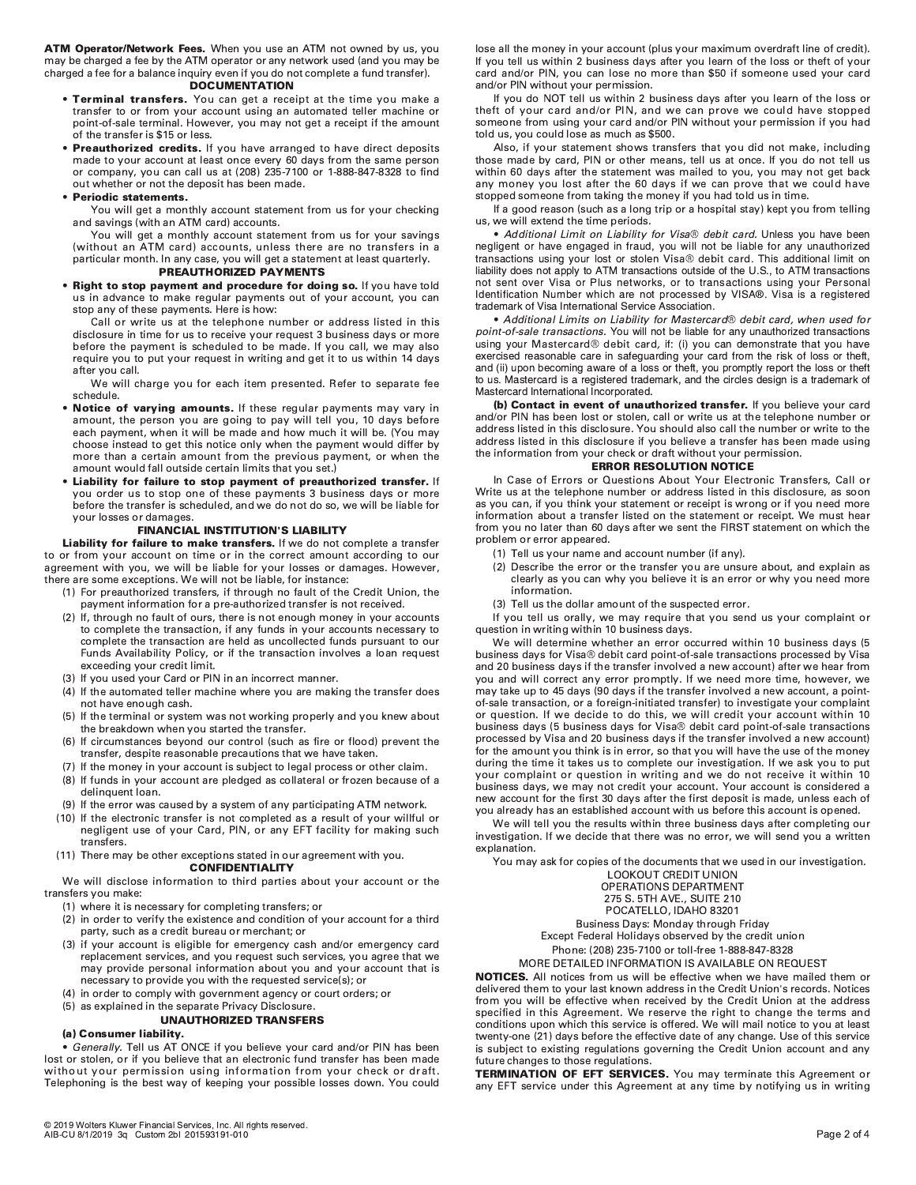**ATM Operator/Network Fees.** When you use an ATM not owned by us, you may be charged a fee by the ATM operator or any network used (and you may be charged a fee for a balance inquiry even if you do not complete a fund transfer).

### DOCUMENTATION

- **Terminal transfers.** You can get a receipt at the time you make a transfer to or from your account using an automated teller machine or point-of-sale terminal. However, you may not get a receipt if the amount of the transfer is $15 or less.
- **Preauthorized credits.** If you have arranged to have direct deposits made to your account at least once every 60 days from the same person or company, you can call us at (208) 235-7100 or 1-888-847-8328 to find out whether or not the deposit has been made.
- **Periodic statements.**

  You will get a monthly account statement from us for your checking and savings (with an ATM card) accounts.

  You will get a monthly account statement from us for your savings (without an ATM card) accounts, unless there are no transfers in a particular month. In any case, you will get a statement at least quarterly.

### PREAUTHORIZED PAYMENTS

- **Right to stop payment and procedure for doing so.** If you have told us in advance to make regular payments out of your account, you can stop any of these payments. Here is how:

  Call or write us at the telephone number or address listed in this disclosure in time for us to receive your request 3 business days or more before the payment is scheduled to be made. If you call, we may also require you to put your request in writing and get it to us within 14 days after you call.

  We will charge you for each item presented. Refer to separate fee schedule.
- **Notice of varying amounts.** If these regular payments may vary in amount, the person you are going to pay will tell you, 10 days before each payment, when it will be made and how much it will be. (You may choose instead to get this notice only when the payment would differ by more than a certain amount from the previous payment, or when the amount would fall outside certain limits that you set.)
- **Liability for failure to stop payment of preauthorized transfer.** If you order us to stop one of these payments 3 business days or more before the transfer is scheduled, and we do not do so, we will be liable for your losses or damages.

### FINANCIAL INSTITUTION'S LIABILITY

**Liability for failure to make transfers.** If we do not complete a transfer to or from your account on time or in the correct amount according to our agreement with you, we will be liable for your losses or damages. However, there are some exceptions. We will not be liable, for instance:

(1) For preauthorized transfers, if through no fault of the Credit Union, the payment information for a pre-authorized transfer is not received.
(2) If, through no fault of ours, there is not enough money in your accounts to complete the transaction, if any funds in your accounts necessary to complete the transaction are held as uncollected funds pursuant to our Funds Availability Policy, or if the transaction involves a loan request exceeding your credit limit.
(3) If you used your Card or PIN in an incorrect manner.
(4) If the automated teller machine where you are making the transfer does not have enough cash.
(5) If the terminal or system was not working properly and you knew about the breakdown when you started the transfer.
(6) If circumstances beyond our control (such as fire or flood) prevent the transfer, despite reasonable precautions that we have taken.
(7) If the money in your account is subject to legal process or other claim.
(8) If funds in your account are pledged as collateral or frozen because of a delinquent loan.
(9) If the error was caused by a system of any participating ATM network.
(10) If the electronic transfer is not completed as a result of your willful or negligent use of your Card, PIN, or any EFT facility for making such transfers.
(11) There may be other exceptions stated in our agreement with you.

### CONFIDENTIALITY

We will disclose information to third parties about your account or the transfers you make:

(1) where it is necessary for completing transfers; or
(2) in order to verify the existence and condition of your account for a third party, such as a credit bureau or merchant; or
(3) if your account is eligible for emergency cash and/or emergency card replacement services, and you request such services, you agree that we may provide personal information about you and your account that is necessary to provide you with the requested service(s); or
(4) in order to comply with government agency or court orders; or
(5) as explained in the separate Privacy Disclosure.

### UNAUTHORIZED TRANSFERS

**(a) Consumer liability.**

• *Generally.* Tell us AT ONCE if you believe your card and/or PIN has been lost or stolen, or if you believe that an electronic fund transfer has been made without your permission using information from your check or draft. Telephoning is the best way of keeping your possible losses down. You could lose all the money in your account (plus your maximum overdraft line of credit). If you tell us within 2 business days after you learn of the loss or theft of your card and/or PIN, you can lose no more than $50 if someone used your card and/or PIN without your permission.

If you do NOT tell us within 2 business days after you learn of the loss or theft of your card and/or PIN, and we can prove we could have stopped someone from using your card and/or PIN without your permission if you had told us, you could lose as much as $500.

Also, if your statement shows transfers that you did not make, including those made by card, PIN or other means, tell us at once. If you do not tell us within 60 days after the statement was mailed to you, you may not get back any money you lost after the 60 days if we can prove that we could have stopped someone from taking the money if you had told us in time.

If a good reason (such as a long trip or a hospital stay) kept you from telling us, we will extend the time periods.

• *Additional Limit on Liability for Visa® debit card.* Unless you have been negligent or have engaged in fraud, you will not be liable for any unauthorized transactions using your lost or stolen Visa® debit card. This additional limit on liability does not apply to ATM transactions outside of the U.S., to ATM transactions not sent over Visa or Plus networks, or to transactions using your Personal Identification Number which are not processed by VISA®. Visa is a registered trademark of Visa International Service Association.

• *Additional Limits on Liability for Mastercard® debit card, when used for point-of-sale transactions.* You will not be liable for any unauthorized transactions using your Mastercard® debit card, if: (i) you can demonstrate that you have exercised reasonable care in safeguarding your card from the risk of loss or theft, and (ii) upon becoming aware of a loss or theft, you promptly report the loss or theft to us. Mastercard is a registered trademark, and the circles design is a trademark of Mastercard International Incorporated.

**(b) Contact in event of unauthorized transfer.** If you believe your card and/or PIN has been lost or stolen, call or write us at the telephone number or address listed in this disclosure. You should also call the number or write to the address listed in this disclosure if you believe a transfer has been made using the information from your check or draft without your permission.

### ERROR RESOLUTION NOTICE

In Case of Errors or Questions About Your Electronic Transfers, Call or Write us at the telephone number or address listed in this disclosure, as soon as you can, if you think your statement or receipt is wrong or if you need more information about a transfer listed on the statement or receipt. We must hear from you no later than 60 days after we sent the FIRST statement on which the problem or error appeared.

(1) Tell us your name and account number (if any).
(2) Describe the error or the transfer you are unsure about, and explain as clearly as you can why you believe it is an error or why you need more information.
(3) Tell us the dollar amount of the suspected error.

If you tell us orally, we may require that you send us your complaint or question in writing within 10 business days.

We will determine whether an error occurred within 10 business days (5 business days for Visa® debit card point-of-sale transactions processed by Visa and 20 business days if the transfer involved a new account) after we hear from you and will correct any error promptly. If we need more time, however, we may take up to 45 days (90 days if the transfer involved a new account, a point-of-sale transaction, or a foreign-initiated transfer) to investigate your complaint or question. If we decide to do this, we will credit your account within 10 business days (5 business days for Visa® debit card point-of-sale transactions processed by Visa and 20 business days if the transfer involved a new account) for the amount you think is in error, so that you will have the use of the money during the time it takes us to complete our investigation. If we ask you to put your complaint or question in writing and we do not receive it within 10 business days, we may not credit your account. Your account is considered a new account for the first 30 days after the first deposit is made, unless each of you already has an established account with us before this account is opened.

We will tell you the results within three business days after completing our investigation. If we decide that there was no error, we will send you a written explanation.

You may ask for copies of the documents that we used in our investigation.

LOOKOUT CREDIT UNION
OPERATIONS DEPARTMENT
275 S. 5TH AVE., SUITE 210
POCATELLO, IDAHO 83201
Business Days: Monday through Friday
Except Federal Holidays observed by the credit union
Phone: (208) 235-7100 or toll-free 1-888-847-8328
MORE DETAILED INFORMATION IS AVAILABLE ON REQUEST

**NOTICES.** All notices from us will be effective when we have mailed them or delivered them to your last known address in the Credit Union's records. Notices from you will be effective when received by the Credit Union at the address specified in this Agreement. We reserve the right to change the terms and conditions upon which this service is offered. We will mail notice to you at least twenty-one (21) days before the effective date of any change. Use of this service is subject to existing regulations governing the Credit Union account and any future changes to those regulations.

**TERMINATION OF EFT SERVICES.** You may terminate this Agreement or any EFT service under this Agreement at any time by notifying us in writing

© 2019 Wolters Kluwer Financial Services, Inc. All rights reserved.
AIB-CU 8/1/2019 3q Custom 2bl 201593191-010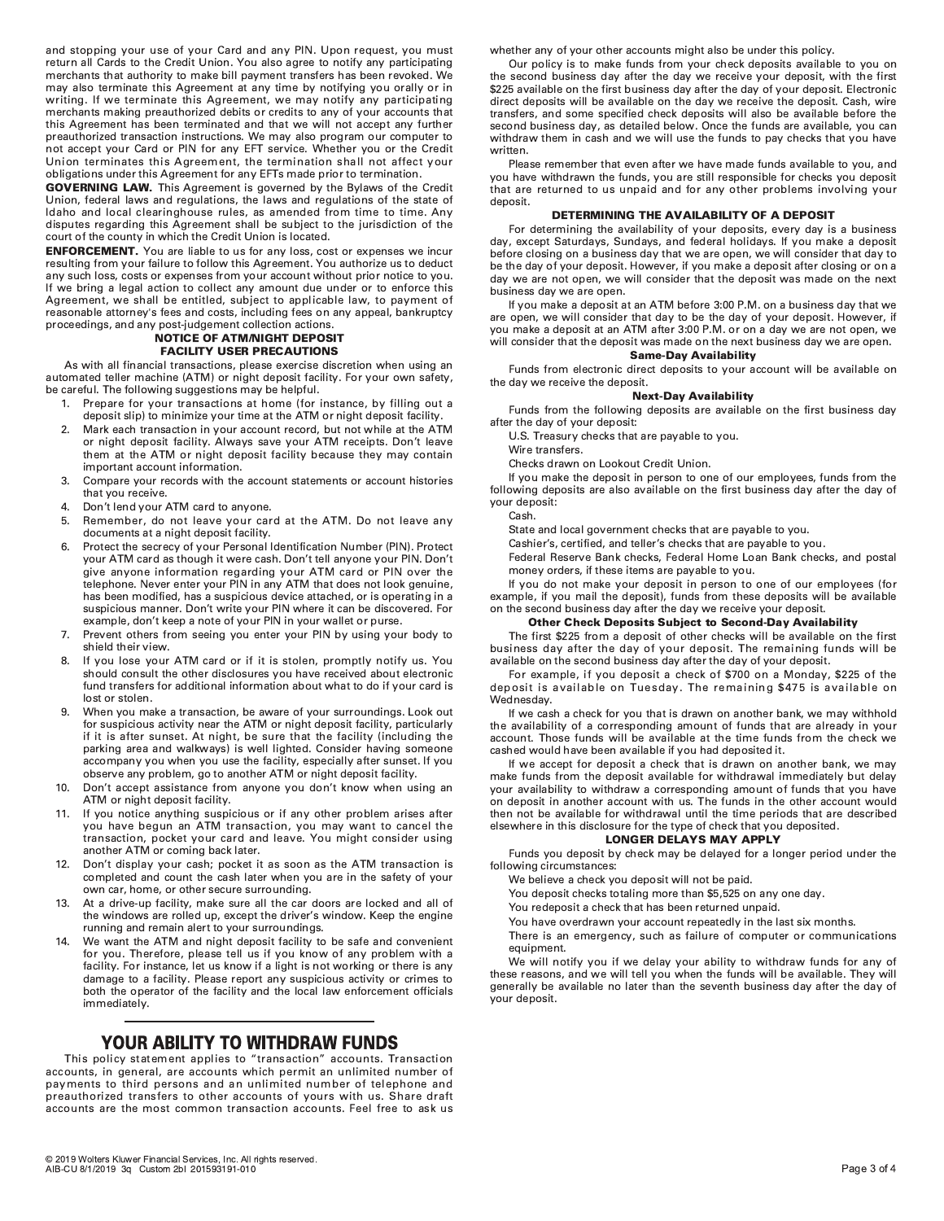and stopping your use of your Card and any PIN. Upon request, you must return all Cards to the Credit Union. You also agree to notify any participating merchants that authority to make bill payment transfers has been revoked. We may also terminate this Agreement at any time by notifying you orally or in writing. If we terminate this Agreement, we may notify any participating merchants making preauthorized debits or credits to any of your accounts that this Agreement has been terminated and that we will not accept any further preauthorized transaction instructions. We may also program our computer to not accept your Card or PIN for any EFT service. Whether you or the Credit Union terminates this Agreement, the termination shall not affect your obligations under this Agreement for any EFTs made prior to termination.

**GOVERNING LAW.** This Agreement is governed by the Bylaws of the Credit Union, federal laws and regulations, the laws and regulations of the state of Idaho and local clearinghouse rules, as amended from time to time. Any disputes regarding this Agreement shall be subject to the jurisdiction of the court of the county in which the Credit Union is located.

**ENFORCEMENT.** You are liable to us for any loss, cost or expenses we incur resulting from your failure to follow this Agreement. You authorize us to deduct any such loss, costs or expenses from your account without prior notice to you. If we bring a legal action to collect any amount due under or to enforce this Agreement, we shall be entitled, subject to applicable law, to payment of reasonable attorney's fees and costs, including fees on any appeal, bankruptcy proceedings, and any post-judgement collection actions.

### NOTICE OF ATM/NIGHT DEPOSIT FACILITY USER PRECAUTIONS

As with all financial transactions, please exercise discretion when using an automated teller machine (ATM) or night deposit facility. For your own safety, be careful. The following suggestions may be helpful.

1. Prepare for your transactions at home (for instance, by filling out a deposit slip) to minimize your time at the ATM or night deposit facility.
2. Mark each transaction in your account record, but not while at the ATM or night deposit facility. Always save your ATM receipts. Don't leave them at the ATM or night deposit facility because they may contain important account information.
3. Compare your records with the account statements or account histories that you receive.
4. Don't lend your ATM card to anyone.
5. Remember, do not leave your card at the ATM. Do not leave any documents at a night deposit facility.
6. Protect the secrecy of your Personal Identification Number (PIN). Protect your ATM card as though it were cash. Don't tell anyone your PIN. Don't give anyone information regarding your ATM card or PIN over the telephone. Never enter your PIN in any ATM that does not look genuine, has been modified, has a suspicious device attached, or is operating in a suspicious manner. Don't write your PIN where it can be discovered. For example, don't keep a note of your PIN in your wallet or purse.
7. Prevent others from seeing you enter your PIN by using your body to shield their view.
8. If you lose your ATM card or if it is stolen, promptly notify us. You should consult the other disclosures you have received about electronic fund transfers for additional information about what to do if your card is lost or stolen.
9. When you make a transaction, be aware of your surroundings. Look out for suspicious activity near the ATM or night deposit facility, particularly if it is after sunset. At night, be sure that the facility (including the parking area and walkways) is well lighted. Consider having someone accompany you when you use the facility, especially after sunset. If you observe any problem, go to another ATM or night deposit facility.
10. Don't accept assistance from anyone you don't know when using an ATM or night deposit facility.
11. If you notice anything suspicious or if any other problem arises after you have begun an ATM transaction, you may want to cancel the transaction, pocket your card and leave. You might consider using another ATM or coming back later.
12. Don't display your cash; pocket it as soon as the ATM transaction is completed and count the cash later when you are in the safety of your own car, home, or other secure surrounding.
13. At a drive-up facility, make sure all the car doors are locked and all of the windows are rolled up, except the driver's window. Keep the engine running and remain alert to your surroundings.
14. We want the ATM and night deposit facility to be safe and convenient for you. Therefore, please tell us if you know of any problem with a facility. For instance, let us know if a light is not working or there is any damage to a facility. Please report any suspicious activity or crimes to both the operator of the facility and the local law enforcement officials immediately.

---

## YOUR ABILITY TO WITHDRAW FUNDS

This policy statement applies to "transaction" accounts. Transaction accounts, in general, are accounts which permit an unlimited number of payments to third persons and an unlimited number of telephone and preauthorized transfers to other accounts of yours with us. Share draft accounts are the most common transaction accounts. Feel free to ask us whether any of your other accounts might also be under this policy.

Our policy is to make funds from your check deposits available to you on the second business day after the day we receive your deposit, with the first $225 available on the first business day after the day of your deposit. Electronic direct deposits will be available on the day we receive the deposit. Cash, wire transfers, and some specified check deposits will also be available before the second business day, as detailed below. Once the funds are available, you can withdraw them in cash and we will use the funds to pay checks that you have written.

Please remember that even after we have made funds available to you, and you have withdrawn the funds, you are still responsible for checks you deposit that are returned to us unpaid and for any other problems involving your deposit.

### DETERMINING THE AVAILABILITY OF A DEPOSIT

For determining the availability of your deposits, every day is a business day, except Saturdays, Sundays, and federal holidays. If you make a deposit before closing on a business day that we are open, we will consider that day to be the day of your deposit. However, if you make a deposit after closing or on a day we are not open, we will consider that the deposit was made on the next business day we are open.

If you make a deposit at an ATM before 3:00 P.M. on a business day that we are open, we will consider that day to be the day of your deposit. However, if you make a deposit at an ATM after 3:00 P.M. or on a day we are not open, we will consider that the deposit was made on the next business day we are open.

**Same-Day Availability**

Funds from electronic direct deposits to your account will be available on the day we receive the deposit.

**Next-Day Availability**

Funds from the following deposits are available on the first business day after the day of your deposit:

U.S. Treasury checks that are payable to you.

Wire transfers.

Checks drawn on Lookout Credit Union.

If you make the deposit in person to one of our employees, funds from the following deposits are also available on the first business day after the day of your deposit:

Cash.

State and local government checks that are payable to you.

Cashier's, certified, and teller's checks that are payable to you.

Federal Reserve Bank checks, Federal Home Loan Bank checks, and postal money orders, if these items are payable to you.

If you do not make your deposit in person to one of our employees (for example, if you mail the deposit), funds from these deposits will be available on the second business day after the day we receive your deposit.

**Other Check Deposits Subject to Second-Day Availability**

The first $225 from a deposit of other checks will be available on the first business day after the day of your deposit. The remaining funds will be available on the second business day after the day of your deposit.

For example, if you deposit a check of $700 on a Monday, $225 of the deposit is available on Tuesday. The remaining $475 is available on Wednesday.

If we cash a check for you that is drawn on another bank, we may withhold the availability of a corresponding amount of funds that are already in your account. Those funds will be available at the time funds from the check we cashed would have been available if you had deposited it.

If we accept for deposit a check that is drawn on another bank, we may make funds from the deposit available for withdrawal immediately but delay your availability to withdraw a corresponding amount of funds that you have on deposit in another account with us. The funds in the other account would then not be available for withdrawal until the time periods that are described elsewhere in this disclosure for the type of check that you deposited.

### LONGER DELAYS MAY APPLY

Funds you deposit by check may be delayed for a longer period under the following circumstances:

We believe a check you deposit will not be paid.

You deposit checks totaling more than $5,525 on any one day.

You redeposit a check that has been returned unpaid.

You have overdrawn your account repeatedly in the last six months.

There is an emergency, such as failure of computer or communications equipment.

We will notify you if we delay your ability to withdraw funds for any of these reasons, and we will tell you when the funds will be available. They will generally be available no later than the seventh business day after the day of your deposit.

© 2019 Wolters Kluwer Financial Services, Inc. All rights reserved.
AIB-CU 8/1/2019 3q Custom 2bl 201593191-010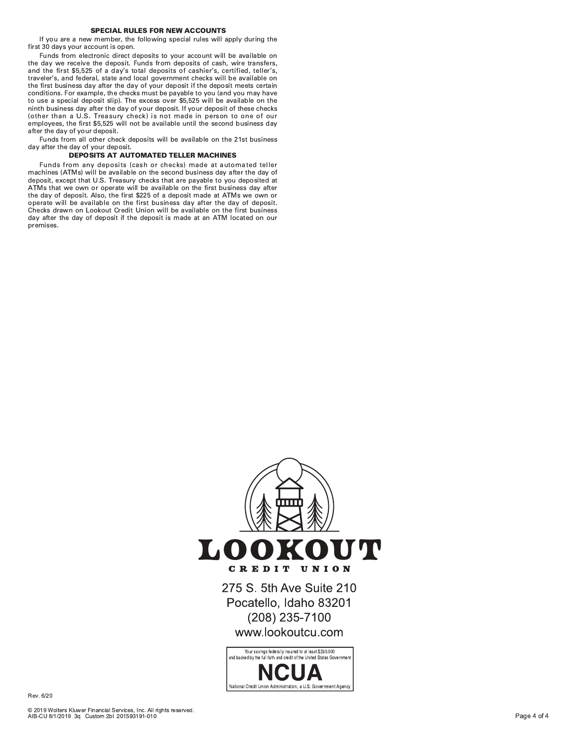### SPECIAL RULES FOR NEW ACCOUNTS

If you are a new member, the following special rules will apply during the first 30 days your account is open.

Funds from electronic direct deposits to your account will be available on the day we receive the deposit. Funds from deposits of cash, wire transfers, and the first $5,525 of a day's total deposits of cashier's, certified, teller's, traveler's, and federal, state and local government checks will be available on the first business day after the day of your deposit if the deposit meets certain conditions. For example, the checks must be payable to you (and you may have to use a special deposit slip). The excess over $5,525 will be available on the ninth business day after the day of your deposit. If your deposit of these checks (other than a U.S. Treasury check) is not made in person to one of our employees, the first $5,525 will not be available until the second business day after the day of your deposit.

Funds from all other check deposits will be available on the 21st business day after the day of your deposit.

### DEPOSITS AT AUTOMATED TELLER MACHINES

Funds from any deposits (cash or checks) made at automated teller machines (ATMs) will be available on the second business day after the day of deposit, except that U.S. Treasury checks that are payable to you deposited at ATMs that we own or operate will be available on the first business day after the day of deposit. Also, the first $225 of a deposit made at ATMs we own or operate will be available on the first business day after the day of deposit. Checks drawn on Lookout Credit Union will be available on the first business day after the day of deposit if the deposit is made at an ATM located on our premises.

**LOOKOUT**
CREDIT UNION

275 S. 5th Ave Suite 210
Pocatello, Idaho 83201
(208) 235-7100
www.lookoutcu.com

Your savings federally insured to at least $250,000
and backed by the full faith and credit of the United States Government
**NCUA**
National Credit Union Administration, a U.S. Government Agency

Rev. 6/20

© 2019 Wolters Kluwer Financial Services, Inc. All rights reserved.
AIB-CU 8/1/2019 3q Custom 2bl 201593191-010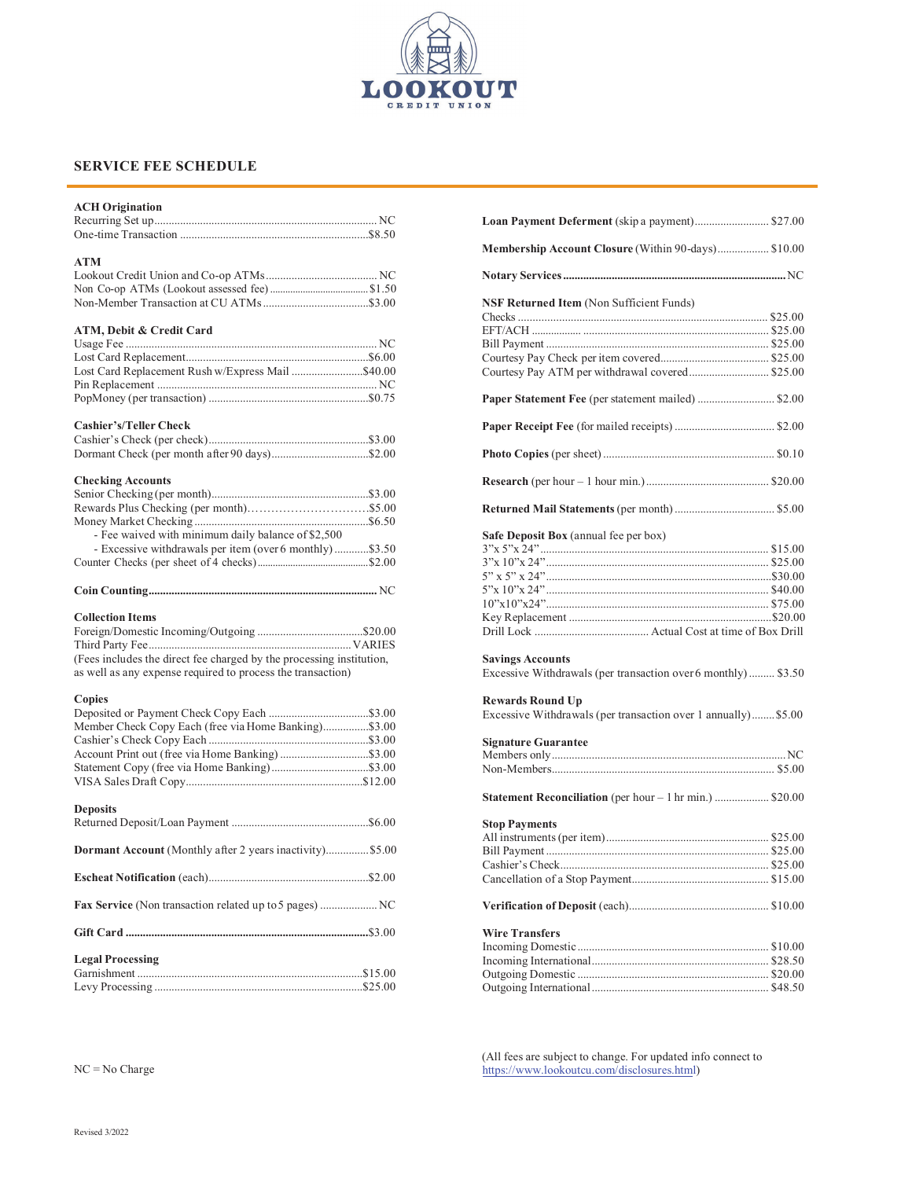LOOKOUT CREDIT UNION

# SERVICE FEE SCHEDULE

**ACH Origination**

| | |
|---|---|
| Recurring Set up | NC |
| One-time Transaction | $8.50 |

**ATM**

| | |
|---|---|
| Lookout Credit Union and Co-op ATMs | NC |
| Non Co-op ATMs (Lookout assessed fee) | $1.50 |
| Non-Member Transaction at CU ATMs | $3.00 |

**ATM, Debit & Credit Card**

| | |
|---|---|
| Usage Fee | NC |
| Lost Card Replacement | $6.00 |
| Lost Card Replacement Rush w/Express Mail | $40.00 |
| Pin Replacement | NC |
| PopMoney (per transaction) | $0.75 |

**Cashier's/Teller Check**

| | |
|---|---|
| Cashier's Check (per check) | $3.00 |
| Dormant Check (per month after 90 days) | $2.00 |

**Checking Accounts**

| | |
|---|---|
| Senior Checking (per month) | $3.00 |
| Rewards Plus Checking (per month) | $5.00 |
| Money Market Checking | $6.50 |
| - Fee waived with minimum daily balance of $2,500 | |
| - Excessive withdrawals per item (over 6 monthly) | $3.50 |
| Counter Checks (per sheet of 4 checks) | $2.00 |

**Coin Counting** ........ NC

**Collection Items**

| | |
|---|---|
| Foreign/Domestic Incoming/Outgoing | $20.00 |
| Third Party Fee | VARIES |

(Fees includes the direct fee charged by the processing institution, as well as any expense required to process the transaction)

**Copies**

| | |
|---|---|
| Deposited or Payment Check Copy Each | $3.00 |
| Member Check Copy Each (free via Home Banking) | $3.00 |
| Cashier's Check Copy Each | $3.00 |
| Account Print out (free via Home Banking) | $3.00 |
| Statement Copy (free via Home Banking) | $3.00 |
| VISA Sales Draft Copy | $12.00 |

**Deposits**

| | |
|---|---|
| Returned Deposit/Loan Payment | $6.00 |

**Dormant Account** (Monthly after 2 years inactivity) ........ $5.00

**Escheat Notification** (each) ........ $2.00

**Fax Service** (Non transaction related up to 5 pages) ........ NC

**Gift Card** ........ $3.00

**Legal Processing**

| | |
|---|---|
| Garnishment | $15.00 |
| Levy Processing | $25.00 |

**Loan Payment Deferment** (skip a payment) ........ $27.00

**Membership Account Closure** (Within 90-days) ........ $10.00

**Notary Services** ........ NC

**NSF Returned Item** (Non Sufficient Funds)

| | |
|---|---|
| Checks | $25.00 |
| EFT/ACH | $25.00 |
| Bill Payment | $25.00 |
| Courtesy Pay Check per item covered | $25.00 |
| Courtesy Pay ATM per withdrawal covered | $25.00 |

**Paper Statement Fee** (per statement mailed) ........ $2.00

**Paper Receipt Fee** (for mailed receipts) ........ $2.00

**Photo Copies** (per sheet) ........ $0.10

**Research** (per hour – 1 hour min.) ........ $20.00

**Returned Mail Statements** (per month) ........ $5.00

**Safe Deposit Box** (annual fee per box)

| | |
|---|---|
| 3"x 5"x 24" | $15.00 |
| 3"x 10"x 24" | $25.00 |
| 5" x 5" x 24" | $30.00 |
| 5"x 10"x 24" | $40.00 |
| 10"x10"x24" | $75.00 |
| Key Replacement | $20.00 |
| Drill Lock | Actual Cost at time of Box Drill |

**Savings Accounts**

| | |
|---|---|
| Excessive Withdrawals (per transaction over 6 monthly) | $3.50 |

**Rewards Round Up**

| | |
|---|---|
| Excessive Withdrawals (per transaction over 1 annually) | $5.00 |

**Signature Guarantee**

| | |
|---|---|
| Members only | NC |
| Non-Members | $5.00 |

**Statement Reconciliation** (per hour – 1 hr min.) ........ $20.00

**Stop Payments**

| | |
|---|---|
| All instruments (per item) | $25.00 |
| Bill Payment | $25.00 |
| Cashier's Check | $25.00 |
| Cancellation of a Stop Payment | $15.00 |

**Verification of Deposit** (each) ........ $10.00

**Wire Transfers**

| | |
|---|---|
| Incoming Domestic | $10.00 |
| Incoming International | $28.50 |
| Outgoing Domestic | $20.00 |
| Outgoing International | $48.50 |

NC = No Charge

(All fees are subject to change. For updated info connect to https://www.lookoutcu.com/disclosures.html)

Revised 3/2022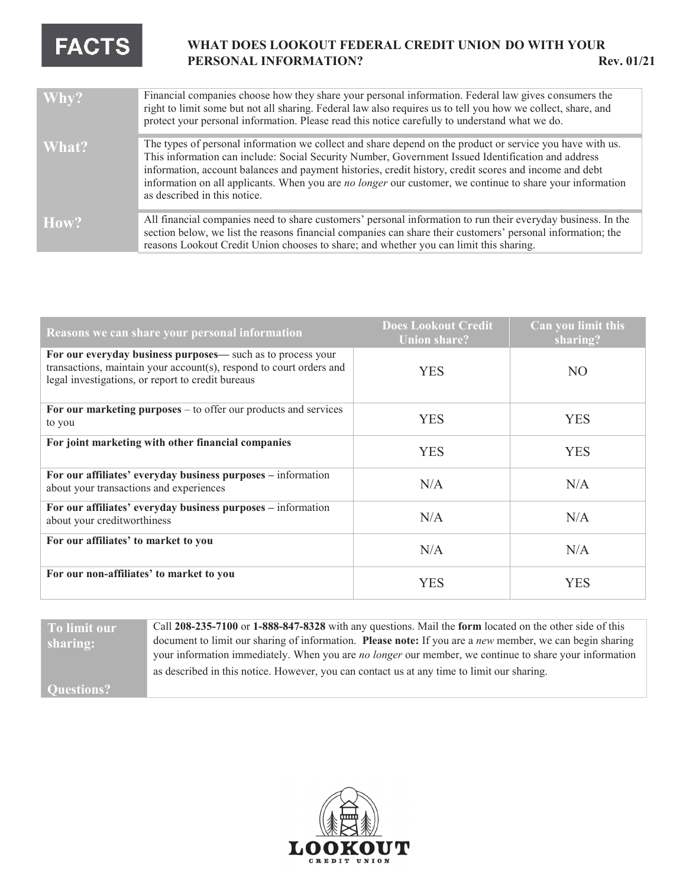# FACTS

## WHAT DOES LOOKOUT FEDERAL CREDIT UNION DO WITH YOUR PERSONAL INFORMATION?

Rev. 01/21

| | |
|---|---|
| **Why?** | Financial companies choose how they share your personal information. Federal law gives consumers the right to limit some but not all sharing. Federal law also requires us to tell you how we collect, share, and protect your personal information. Please read this notice carefully to understand what we do. |
| **What?** | The types of personal information we collect and share depend on the product or service you have with us. This information can include: Social Security Number, Government Issued Identification and address information, account balances and payment histories, credit history, credit scores and income and debt information on all applicants. When you are *no longer* our customer, we continue to share your information as described in this notice. |
| **How?** | All financial companies need to share customers' personal information to run their everyday business. In the section below, we list the reasons financial companies can share their customers' personal information; the reasons Lookout Credit Union chooses to share; and whether you can limit this sharing. |

| Reasons we can share your personal information | Does Lookout Credit Union share? | Can you limit this sharing? |
|---|---|---|
| **For our everyday business purposes—** such as to process your transactions, maintain your account(s), respond to court orders and legal investigations, or report to credit bureaus | YES | NO |
| **For our marketing purposes** – to offer our products and services to you | YES | YES |
| **For joint marketing with other financial companies** | YES | YES |
| **For our affiliates' everyday business purposes –** information about your transactions and experiences | N/A | N/A |
| **For our affiliates' everyday business purposes –** information about your creditworthiness | N/A | N/A |
| **For our affiliates' to market to you** | N/A | N/A |
| **For our non-affiliates' to market to you** | YES | YES |

| | |
|---|---|
| **To limit our sharing:** <br><br> **Questions?** | Call **208-235-7100** or **1-888-847-8328** with any questions. Mail the **form** located on the other side of this document to limit our sharing of information. **Please note:** If you are a *new* member, we can begin sharing your information immediately. When you are *no longer* our member, we continue to share your information as described in this notice. However, you can contact us at any time to limit our sharing. |

LOOKOUT CREDIT UNION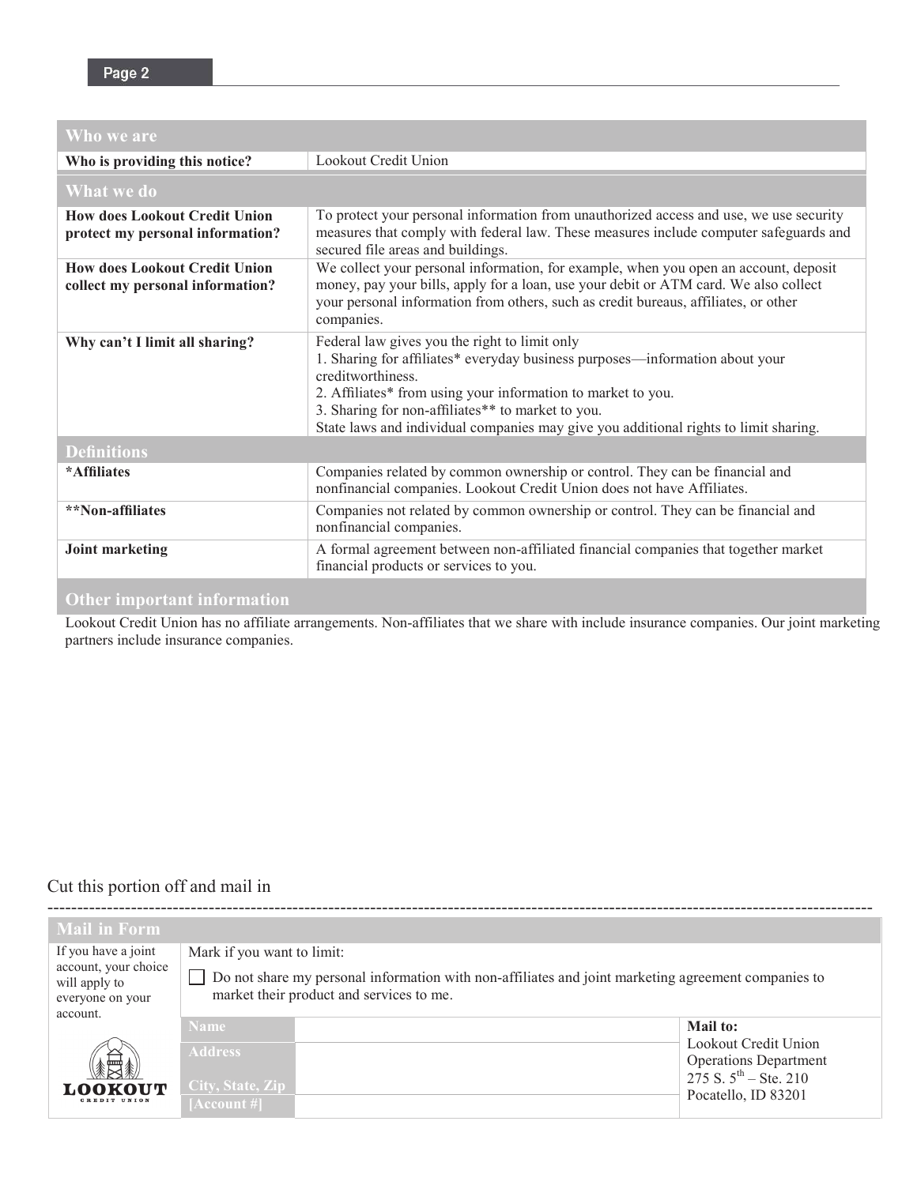| Who we are | |
|---|---|
| **Who is providing this notice?** | Lookout Credit Union |

| What we do | |
|---|---|
| **How does Lookout Credit Union protect my personal information?** | To protect your personal information from unauthorized access and use, we use security measures that comply with federal law. These measures include computer safeguards and secured file areas and buildings. |
| **How does Lookout Credit Union collect my personal information?** | We collect your personal information, for example, when you open an account, deposit money, pay your bills, apply for a loan, use your debit or ATM card. We also collect your personal information from others, such as credit bureaus, affiliates, or other companies. |
| **Why can't I limit all sharing?** | Federal law gives you the right to limit only<br>1. Sharing for affiliates* everyday business purposes—information about your creditworthiness.<br>2. Affiliates* from using your information to market to you.<br>3. Sharing for non-affiliates** to market to you.<br>State laws and individual companies may give you additional rights to limit sharing. |

| Definitions | |
|---|---|
| ***Affiliates** | Companies related by common ownership or control. They can be financial and nonfinancial companies. Lookout Credit Union does not have Affiliates. |
| ****Non-affiliates** | Companies not related by common ownership or control. They can be financial and nonfinancial companies. |
| **Joint marketing** | A formal agreement between non-affiliated financial companies that together market financial products or services to you. |

## Other important information

Lookout Credit Union has no affiliate arrangements. Non-affiliates that we share with include insurance companies. Our joint marketing partners include insurance companies.

Cut this portion off and mail in

---

## Mail in Form

| | | | |
|---|---|---|---|
| If you have a joint account, your choice will apply to everyone on your account. | Mark if you want to limit:<br>☐ Do not share my personal information with non-affiliates and joint marketing agreement companies to market their product and services to me. | | |
| LOOKOUT CREDIT UNION | Name | | **Mail to:**<br>Lookout Credit Union<br>Operations Department<br>275 S. 5th – Ste. 210<br>Pocatello, ID 83201 |
| | Address<br>City, State, Zip | | |
| | [Account #] | | |